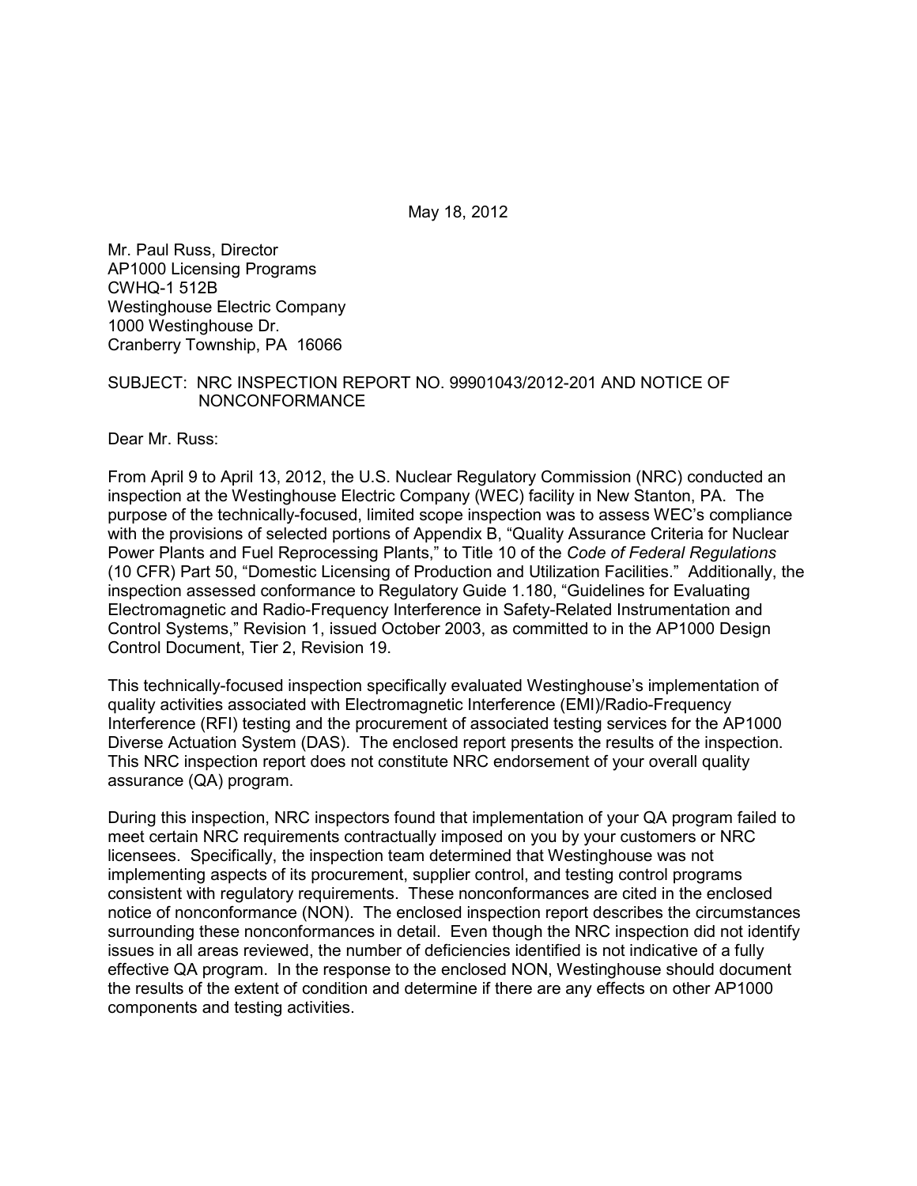May 18, 2012

Mr. Paul Russ, Director
AP1000 Licensing Programs
CWHQ-1 512B
Westinghouse Electric Company
1000 Westinghouse Dr.
Cranberry Township, PA 16066

SUBJECT: NRC INSPECTION REPORT NO. 99901043/2012-201 AND NOTICE OF NONCONFORMANCE

Dear Mr. Russ:

From April 9 to April 13, 2012, the U.S. Nuclear Regulatory Commission (NRC) conducted an inspection at the Westinghouse Electric Company (WEC) facility in New Stanton, PA. The purpose of the technically-focused, limited scope inspection was to assess WEC's compliance with the provisions of selected portions of Appendix B, "Quality Assurance Criteria for Nuclear Power Plants and Fuel Reprocessing Plants," to Title 10 of the *Code of Federal Regulations* (10 CFR) Part 50, "Domestic Licensing of Production and Utilization Facilities." Additionally, the inspection assessed conformance to Regulatory Guide 1.180, "Guidelines for Evaluating Electromagnetic and Radio-Frequency Interference in Safety-Related Instrumentation and Control Systems," Revision 1, issued October 2003, as committed to in the AP1000 Design Control Document, Tier 2, Revision 19.

This technically-focused inspection specifically evaluated Westinghouse's implementation of quality activities associated with Electromagnetic Interference (EMI)/Radio-Frequency Interference (RFI) testing and the procurement of associated testing services for the AP1000 Diverse Actuation System (DAS). The enclosed report presents the results of the inspection. This NRC inspection report does not constitute NRC endorsement of your overall quality assurance (QA) program.

During this inspection, NRC inspectors found that implementation of your QA program failed to meet certain NRC requirements contractually imposed on you by your customers or NRC licensees. Specifically, the inspection team determined that Westinghouse was not implementing aspects of its procurement, supplier control, and testing control programs consistent with regulatory requirements. These nonconformances are cited in the enclosed notice of nonconformance (NON). The enclosed inspection report describes the circumstances surrounding these nonconformances in detail. Even though the NRC inspection did not identify issues in all areas reviewed, the number of deficiencies identified is not indicative of a fully effective QA program. In the response to the enclosed NON, Westinghouse should document the results of the extent of condition and determine if there are any effects on other AP1000 components and testing activities.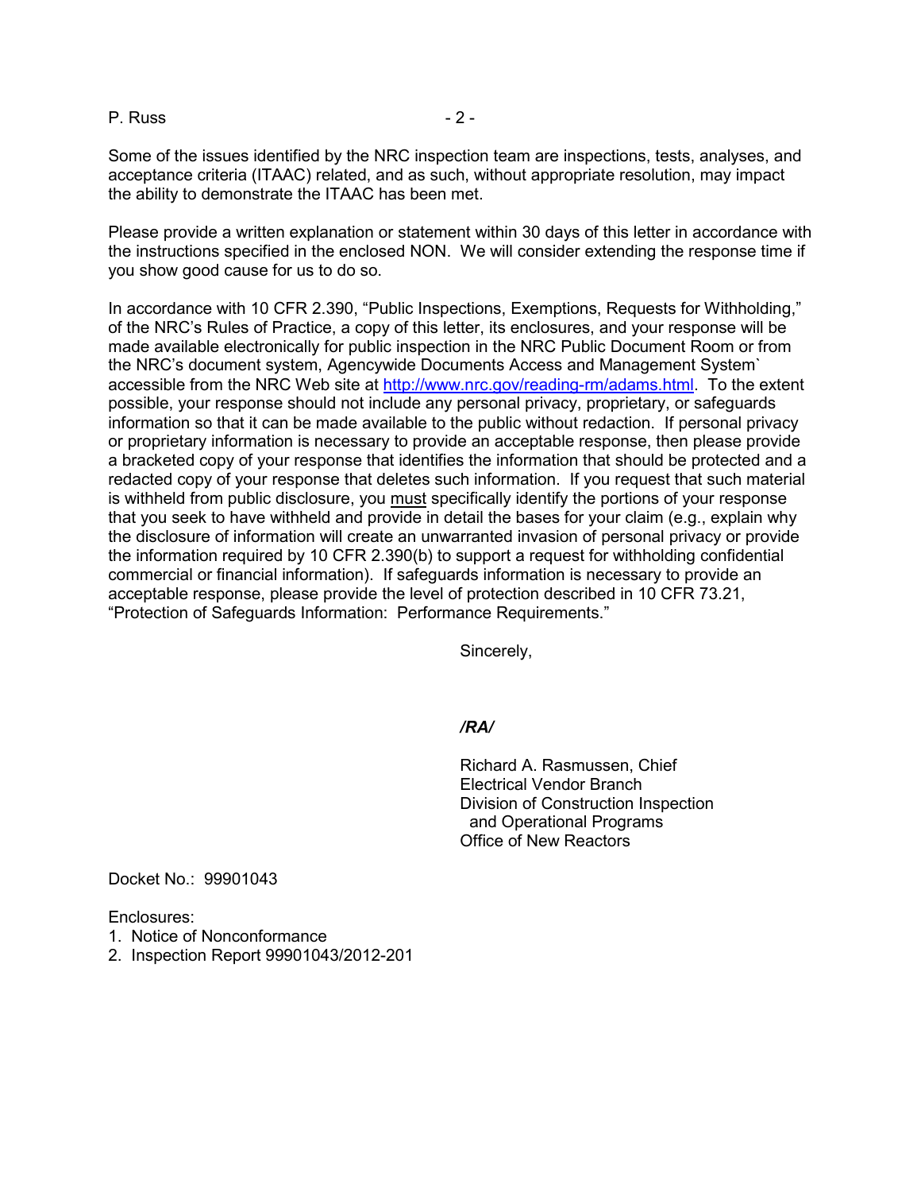Some of the issues identified by the NRC inspection team are inspections, tests, analyses, and acceptance criteria (ITAAC) related, and as such, without appropriate resolution, may impact the ability to demonstrate the ITAAC has been met.

Please provide a written explanation or statement within 30 days of this letter in accordance with the instructions specified in the enclosed NON. We will consider extending the response time if you show good cause for us to do so.

In accordance with 10 CFR 2.390, "Public Inspections, Exemptions, Requests for Withholding," of the NRC's Rules of Practice, a copy of this letter, its enclosures, and your response will be made available electronically for public inspection in the NRC Public Document Room or from the NRC's document system, Agencywide Documents Access and Management System` accessible from the NRC Web site at http://www.nrc.gov/reading-rm/adams.html. To the extent possible, your response should not include any personal privacy, proprietary, or safeguards information so that it can be made available to the public without redaction. If personal privacy or proprietary information is necessary to provide an acceptable response, then please provide a bracketed copy of your response that identifies the information that should be protected and a redacted copy of your response that deletes such information. If you request that such material is withheld from public disclosure, you must specifically identify the portions of your response that you seek to have withheld and provide in detail the bases for your claim (e.g., explain why the disclosure of information will create an unwarranted invasion of personal privacy or provide the information required by 10 CFR 2.390(b) to support a request for withholding confidential commercial or financial information). If safeguards information is necessary to provide an acceptable response, please provide the level of protection described in 10 CFR 73.21, "Protection of Safeguards Information: Performance Requirements."

Sincerely,

*/RA/*

Richard A. Rasmussen, Chief
Electrical Vendor Branch
Division of Construction Inspection
and Operational Programs
Office of New Reactors

Docket No.: 99901043

Enclosures:
1. Notice of Nonconformance
2. Inspection Report 99901043/2012-201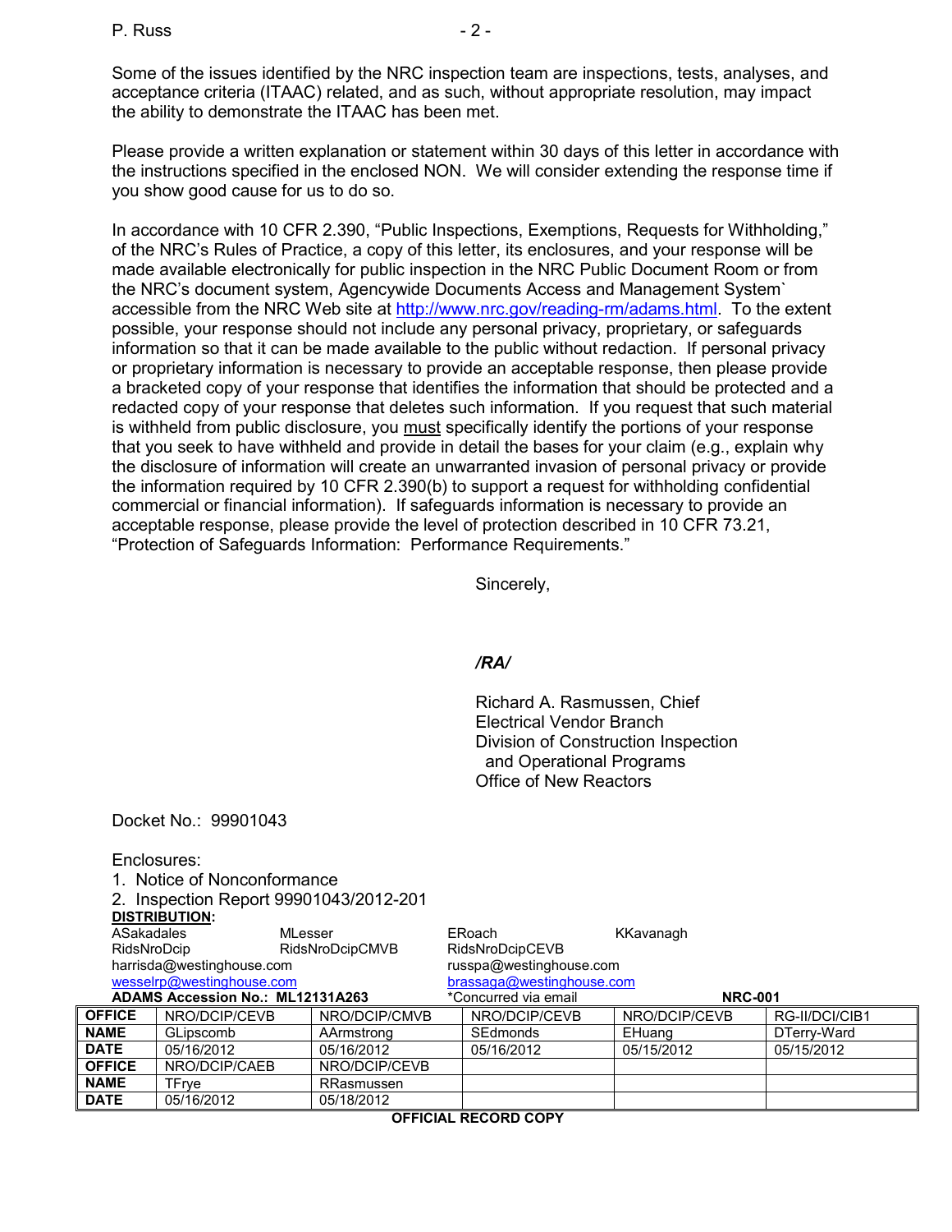Some of the issues identified by the NRC inspection team are inspections, tests, analyses, and acceptance criteria (ITAAC) related, and as such, without appropriate resolution, may impact the ability to demonstrate the ITAAC has been met.

Please provide a written explanation or statement within 30 days of this letter in accordance with the instructions specified in the enclosed NON. We will consider extending the response time if you show good cause for us to do so.

In accordance with 10 CFR 2.390, "Public Inspections, Exemptions, Requests for Withholding," of the NRC's Rules of Practice, a copy of this letter, its enclosures, and your response will be made available electronically for public inspection in the NRC Public Document Room or from the NRC's document system, Agencywide Documents Access and Management System` accessible from the NRC Web site at http://www.nrc.gov/reading-rm/adams.html. To the extent possible, your response should not include any personal privacy, proprietary, or safeguards information so that it can be made available to the public without redaction. If personal privacy or proprietary information is necessary to provide an acceptable response, then please provide a bracketed copy of your response that identifies the information that should be protected and a redacted copy of your response that deletes such information. If you request that such material is withheld from public disclosure, you <u>must</u> specifically identify the portions of your response that you seek to have withheld and provide in detail the bases for your claim (e.g., explain why the disclosure of information will create an unwarranted invasion of personal privacy or provide the information required by 10 CFR 2.390(b) to support a request for withholding confidential commercial or financial information). If safeguards information is necessary to provide an acceptable response, please provide the level of protection described in 10 CFR 73.21, "Protection of Safeguards Information: Performance Requirements."

Sincerely,

*/RA/*

Richard A. Rasmussen, Chief
Electrical Vendor Branch
Division of Construction Inspection
and Operational Programs
Office of New Reactors

Docket No.: 99901043

Enclosures:
1. Notice of Nonconformance
2. Inspection Report 99901043/2012-201

**DISTRIBUTION:**

ASakadales MLesser ERoach KKavanagh
RidsNroDcip RidsNroDcipCMVB RidsNroDcipCEVB
harrisda@westinghouse.com russpa@westinghouse.com
wesselrp@westinghouse.com brassaga@westinghouse.com

**ADAMS Accession No.: ML12131A263** *Concurred via email **NRC-001**

| **OFFICE** | NRO/DCIP/CEVB | NRO/DCIP/CMVB | NRO/DCIP/CEVB | NRO/DCIP/CEVB | RG-II/DCI/CIB1 |
|---|---|---|---|---|---|
| **NAME** | GLipscomb | AArmstrong | SEdmonds | EHuang | DTerry-Ward |
| **DATE** | 05/16/2012 | 05/16/2012 | 05/16/2012 | 05/15/2012 | 05/15/2012 |
| **OFFICE** | NRO/DCIP/CAEB | NRO/DCIP/CEVB | | | |
| **NAME** | TFrye | RRasmussen | | | |
| **DATE** | 05/16/2012 | 05/18/2012 | | | |

**OFFICIAL RECORD COPY**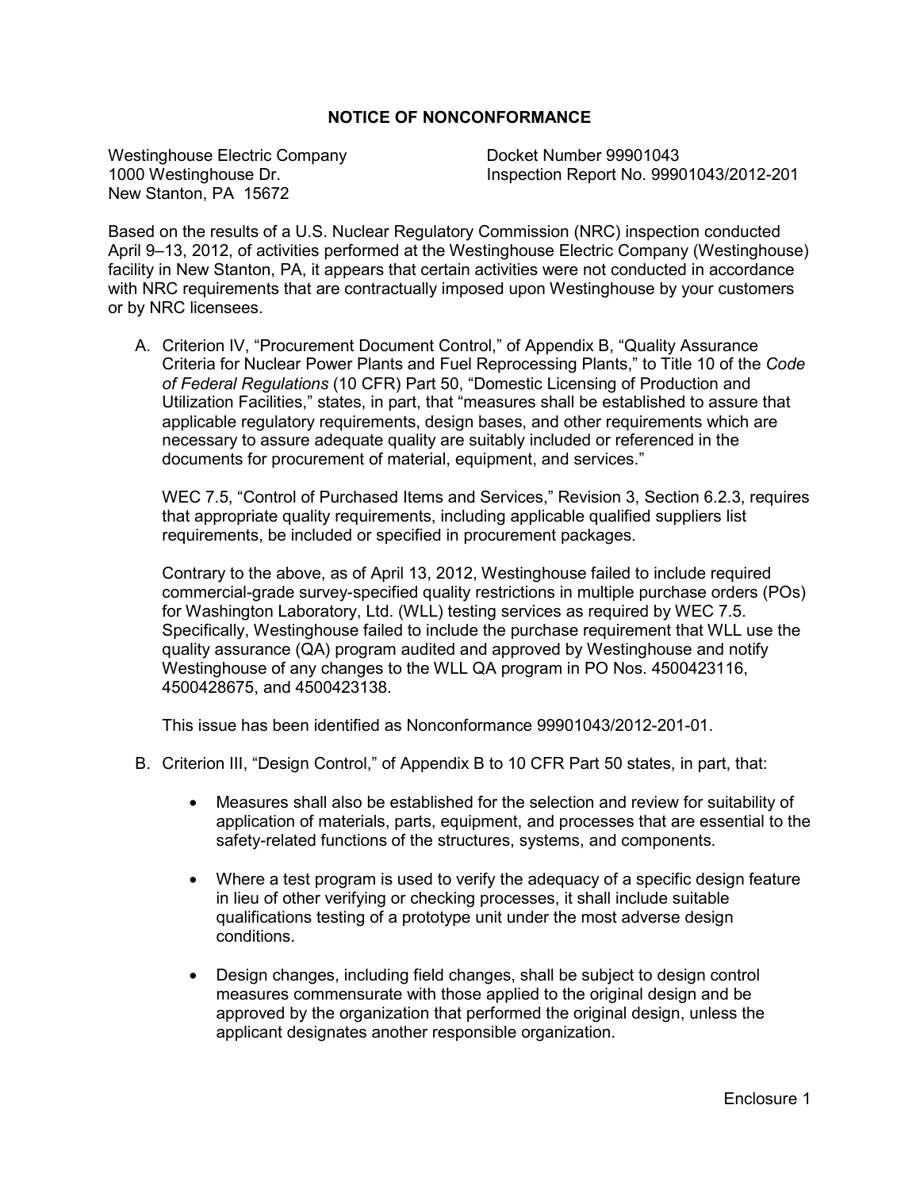## NOTICE OF NONCONFORMANCE

Westinghouse Electric Company
1000 Westinghouse Dr.
New Stanton, PA 15672

Docket Number 99901043
Inspection Report No. 99901043/2012-201

Based on the results of a U.S. Nuclear Regulatory Commission (NRC) inspection conducted April 9–13, 2012, of activities performed at the Westinghouse Electric Company (Westinghouse) facility in New Stanton, PA, it appears that certain activities were not conducted in accordance with NRC requirements that are contractually imposed upon Westinghouse by your customers or by NRC licensees.

A. Criterion IV, "Procurement Document Control," of Appendix B, "Quality Assurance Criteria for Nuclear Power Plants and Fuel Reprocessing Plants," to Title 10 of the *Code of Federal Regulations* (10 CFR) Part 50, "Domestic Licensing of Production and Utilization Facilities," states, in part, that "measures shall be established to assure that applicable regulatory requirements, design bases, and other requirements which are necessary to assure adequate quality are suitably included or referenced in the documents for procurement of material, equipment, and services."

   WEC 7.5, "Control of Purchased Items and Services," Revision 3, Section 6.2.3, requires that appropriate quality requirements, including applicable qualified suppliers list requirements, be included or specified in procurement packages.

   Contrary to the above, as of April 13, 2012, Westinghouse failed to include required commercial-grade survey-specified quality restrictions in multiple purchase orders (POs) for Washington Laboratory, Ltd. (WLL) testing services as required by WEC 7.5. Specifically, Westinghouse failed to include the purchase requirement that WLL use the quality assurance (QA) program audited and approved by Westinghouse and notify Westinghouse of any changes to the WLL QA program in PO Nos. 4500423116, 4500428675, and 4500423138.

   This issue has been identified as Nonconformance 99901043/2012-201-01.

B. Criterion III, "Design Control," of Appendix B to 10 CFR Part 50 states, in part, that:

   - Measures shall also be established for the selection and review for suitability of application of materials, parts, equipment, and processes that are essential to the safety-related functions of the structures, systems, and components.

   - Where a test program is used to verify the adequacy of a specific design feature in lieu of other verifying or checking processes, it shall include suitable qualifications testing of a prototype unit under the most adverse design conditions.

   - Design changes, including field changes, shall be subject to design control measures commensurate with those applied to the original design and be approved by the organization that performed the original design, unless the applicant designates another responsible organization.

Enclosure 1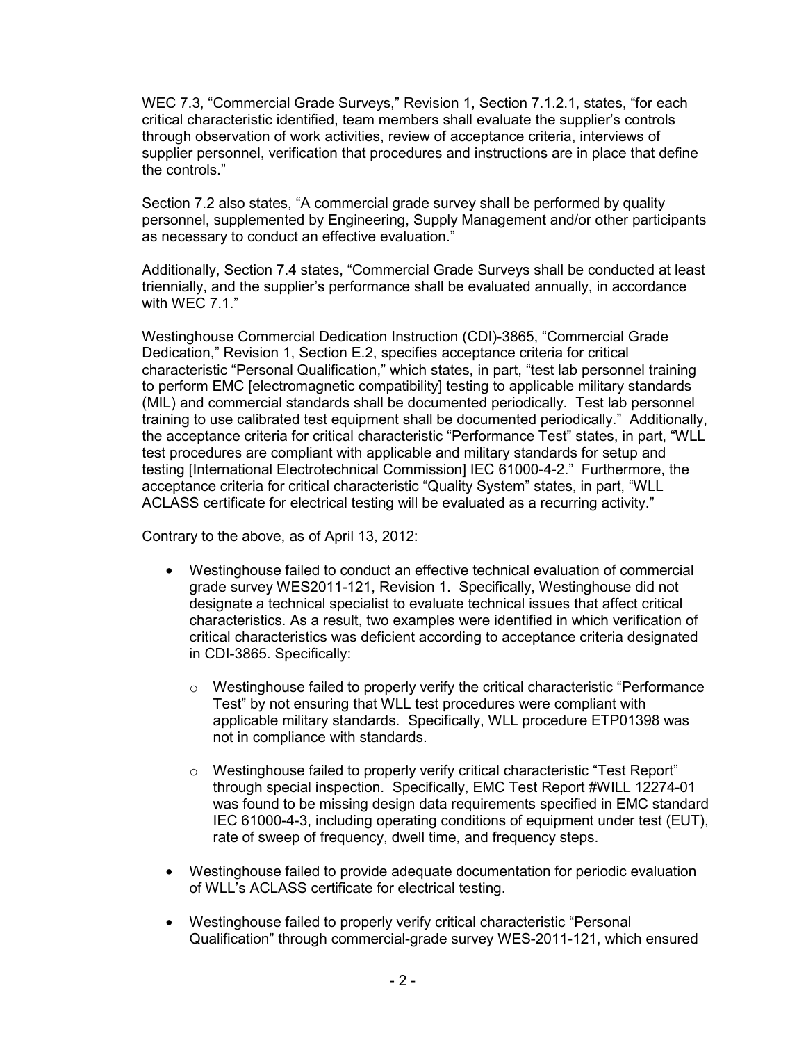WEC 7.3, "Commercial Grade Surveys," Revision 1, Section 7.1.2.1, states, "for each critical characteristic identified, team members shall evaluate the supplier's controls through observation of work activities, review of acceptance criteria, interviews of supplier personnel, verification that procedures and instructions are in place that define the controls."

Section 7.2 also states, "A commercial grade survey shall be performed by quality personnel, supplemented by Engineering, Supply Management and/or other participants as necessary to conduct an effective evaluation."

Additionally, Section 7.4 states, "Commercial Grade Surveys shall be conducted at least triennially, and the supplier's performance shall be evaluated annually, in accordance with WEC 7.1."

Westinghouse Commercial Dedication Instruction (CDI)-3865, "Commercial Grade Dedication," Revision 1, Section E.2, specifies acceptance criteria for critical characteristic "Personal Qualification," which states, in part, "test lab personnel training to perform EMC [electromagnetic compatibility] testing to applicable military standards (MIL) and commercial standards shall be documented periodically. Test lab personnel training to use calibrated test equipment shall be documented periodically." Additionally, the acceptance criteria for critical characteristic "Performance Test" states, in part, "WLL test procedures are compliant with applicable and military standards for setup and testing [International Electrotechnical Commission] IEC 61000-4-2." Furthermore, the acceptance criteria for critical characteristic "Quality System" states, in part, "WLL ACLASS certificate for electrical testing will be evaluated as a recurring activity."

Contrary to the above, as of April 13, 2012:

- Westinghouse failed to conduct an effective technical evaluation of commercial grade survey WES2011-121, Revision 1. Specifically, Westinghouse did not designate a technical specialist to evaluate technical issues that affect critical characteristics. As a result, two examples were identified in which verification of critical characteristics was deficient according to acceptance criteria designated in CDI-3865. Specifically:
  - Westinghouse failed to properly verify the critical characteristic "Performance Test" by not ensuring that WLL test procedures were compliant with applicable military standards. Specifically, WLL procedure ETP01398 was not in compliance with standards.
  - Westinghouse failed to properly verify critical characteristic "Test Report" through special inspection. Specifically, EMC Test Report #WILL 12274-01 was found to be missing design data requirements specified in EMC standard IEC 61000-4-3, including operating conditions of equipment under test (EUT), rate of sweep of frequency, dwell time, and frequency steps.
- Westinghouse failed to provide adequate documentation for periodic evaluation of WLL's ACLASS certificate for electrical testing.
- Westinghouse failed to properly verify critical characteristic "Personal Qualification" through commercial-grade survey WES-2011-121, which ensured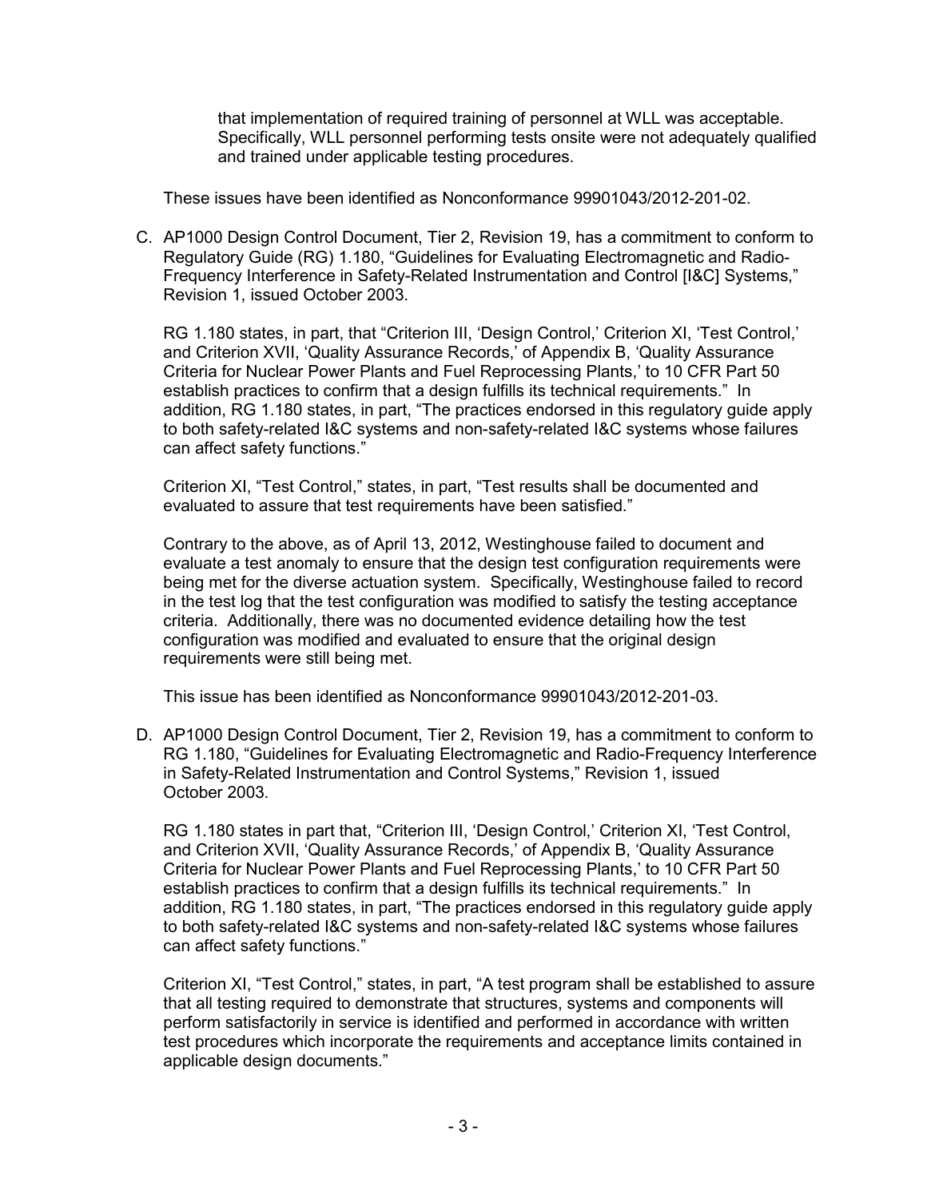that implementation of required training of personnel at WLL was acceptable. Specifically, WLL personnel performing tests onsite were not adequately qualified and trained under applicable testing procedures.

These issues have been identified as Nonconformance 99901043/2012-201-02.

C. AP1000 Design Control Document, Tier 2, Revision 19, has a commitment to conform to Regulatory Guide (RG) 1.180, "Guidelines for Evaluating Electromagnetic and Radio-Frequency Interference in Safety-Related Instrumentation and Control [I&C] Systems," Revision 1, issued October 2003.

   RG 1.180 states, in part, that "Criterion III, 'Design Control,' Criterion XI, 'Test Control,' and Criterion XVII, 'Quality Assurance Records,' of Appendix B, 'Quality Assurance Criteria for Nuclear Power Plants and Fuel Reprocessing Plants,' to 10 CFR Part 50 establish practices to confirm that a design fulfills its technical requirements." In addition, RG 1.180 states, in part, "The practices endorsed in this regulatory guide apply to both safety-related I&C systems and non-safety-related I&C systems whose failures can affect safety functions."

   Criterion XI, "Test Control," states, in part, "Test results shall be documented and evaluated to assure that test requirements have been satisfied."

   Contrary to the above, as of April 13, 2012, Westinghouse failed to document and evaluate a test anomaly to ensure that the design test configuration requirements were being met for the diverse actuation system. Specifically, Westinghouse failed to record in the test log that the test configuration was modified to satisfy the testing acceptance criteria. Additionally, there was no documented evidence detailing how the test configuration was modified and evaluated to ensure that the original design requirements were still being met.

   This issue has been identified as Nonconformance 99901043/2012-201-03.

D. AP1000 Design Control Document, Tier 2, Revision 19, has a commitment to conform to RG 1.180, "Guidelines for Evaluating Electromagnetic and Radio-Frequency Interference in Safety-Related Instrumentation and Control Systems," Revision 1, issued October 2003.

   RG 1.180 states in part that, "Criterion III, 'Design Control,' Criterion XI, 'Test Control, and Criterion XVII, 'Quality Assurance Records,' of Appendix B, 'Quality Assurance Criteria for Nuclear Power Plants and Fuel Reprocessing Plants,' to 10 CFR Part 50 establish practices to confirm that a design fulfills its technical requirements." In addition, RG 1.180 states, in part, "The practices endorsed in this regulatory guide apply to both safety-related I&C systems and non-safety-related I&C systems whose failures can affect safety functions."

   Criterion XI, "Test Control," states, in part, "A test program shall be established to assure that all testing required to demonstrate that structures, systems and components will perform satisfactorily in service is identified and performed in accordance with written test procedures which incorporate the requirements and acceptance limits contained in applicable design documents."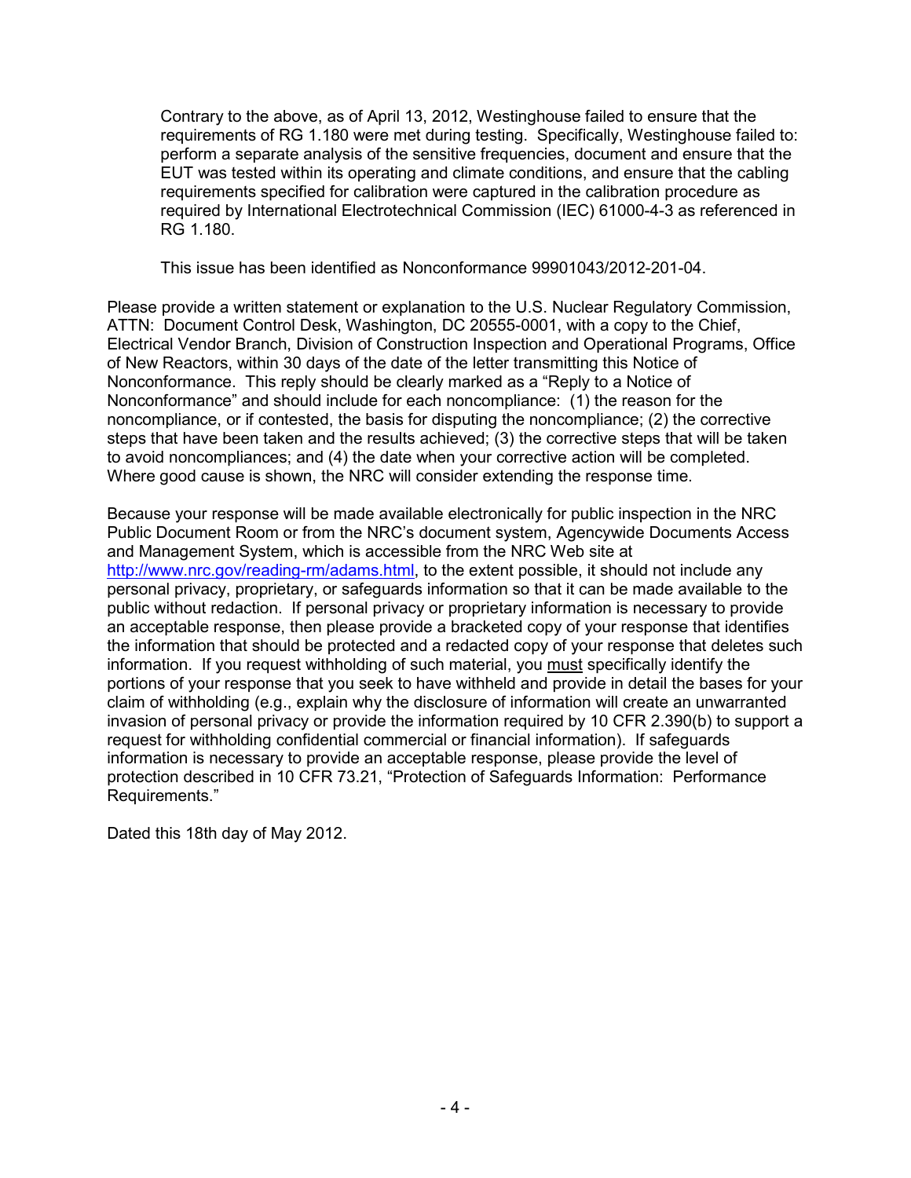Contrary to the above, as of April 13, 2012, Westinghouse failed to ensure that the requirements of RG 1.180 were met during testing. Specifically, Westinghouse failed to: perform a separate analysis of the sensitive frequencies, document and ensure that the EUT was tested within its operating and climate conditions, and ensure that the cabling requirements specified for calibration were captured in the calibration procedure as required by International Electrotechnical Commission (IEC) 61000-4-3 as referenced in RG 1.180.

This issue has been identified as Nonconformance 99901043/2012-201-04.

Please provide a written statement or explanation to the U.S. Nuclear Regulatory Commission, ATTN: Document Control Desk, Washington, DC 20555-0001, with a copy to the Chief, Electrical Vendor Branch, Division of Construction Inspection and Operational Programs, Office of New Reactors, within 30 days of the date of the letter transmitting this Notice of Nonconformance. This reply should be clearly marked as a "Reply to a Notice of Nonconformance" and should include for each noncompliance: (1) the reason for the noncompliance, or if contested, the basis for disputing the noncompliance; (2) the corrective steps that have been taken and the results achieved; (3) the corrective steps that will be taken to avoid noncompliances; and (4) the date when your corrective action will be completed. Where good cause is shown, the NRC will consider extending the response time.

Because your response will be made available electronically for public inspection in the NRC Public Document Room or from the NRC's document system, Agencywide Documents Access and Management System, which is accessible from the NRC Web site at http://www.nrc.gov/reading-rm/adams.html, to the extent possible, it should not include any personal privacy, proprietary, or safeguards information so that it can be made available to the public without redaction. If personal privacy or proprietary information is necessary to provide an acceptable response, then please provide a bracketed copy of your response that identifies the information that should be protected and a redacted copy of your response that deletes such information. If you request withholding of such material, you must specifically identify the portions of your response that you seek to have withheld and provide in detail the bases for your claim of withholding (e.g., explain why the disclosure of information will create an unwarranted invasion of personal privacy or provide the information required by 10 CFR 2.390(b) to support a request for withholding confidential commercial or financial information). If safeguards information is necessary to provide an acceptable response, please provide the level of protection described in 10 CFR 73.21, "Protection of Safeguards Information: Performance Requirements."

Dated this 18th day of May 2012.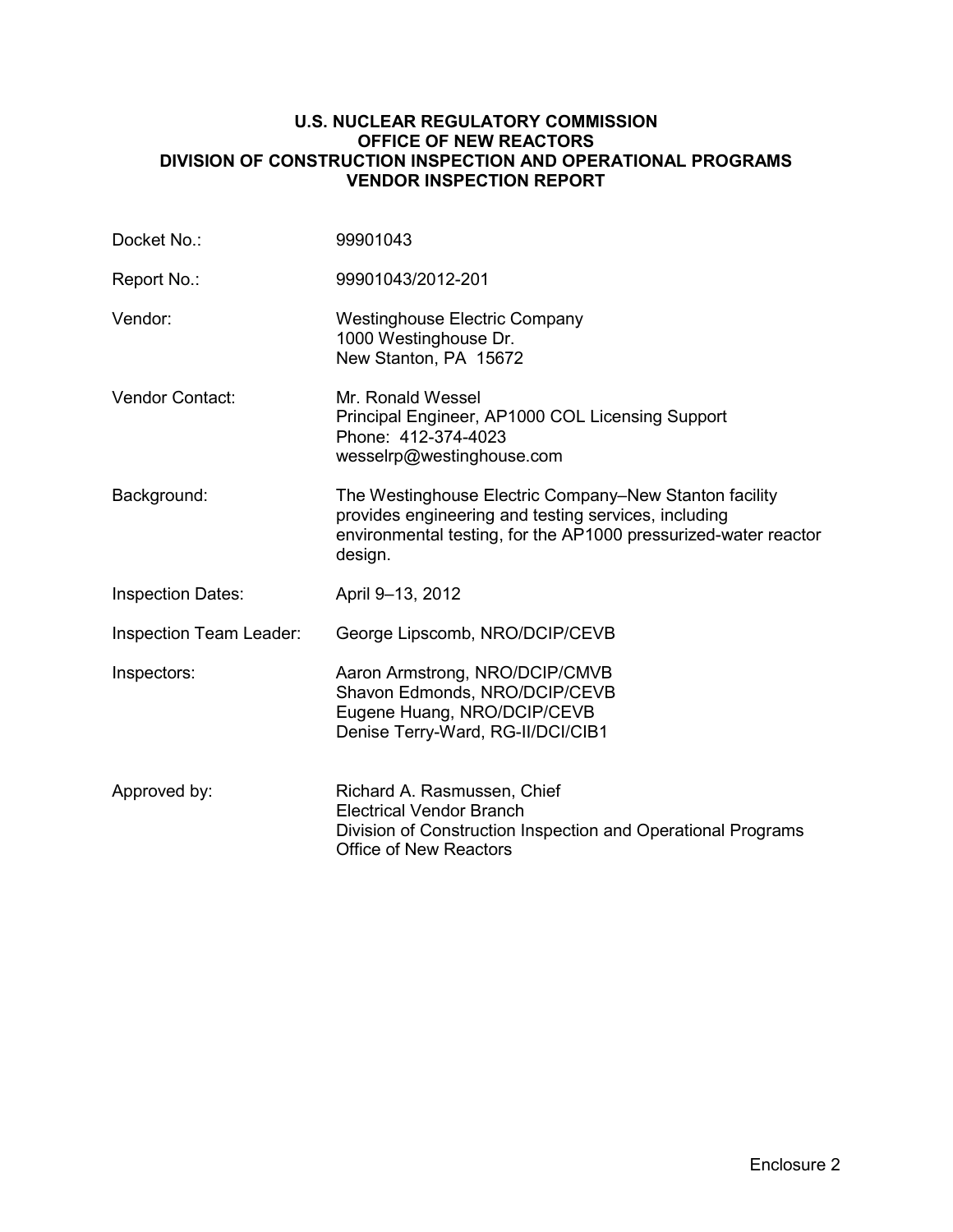**U.S. NUCLEAR REGULATORY COMMISSION**
**OFFICE OF NEW REACTORS**
**DIVISION OF CONSTRUCTION INSPECTION AND OPERATIONAL PROGRAMS**
**VENDOR INSPECTION REPORT**

| | |
|---|---|
| Docket No.: | 99901043 |
| Report No.: | 99901043/2012-201 |
| Vendor: | Westinghouse Electric Company<br>1000 Westinghouse Dr.<br>New Stanton, PA 15672 |
| Vendor Contact: | Mr. Ronald Wessel<br>Principal Engineer, AP1000 COL Licensing Support<br>Phone: 412-374-4023<br>wesselrp@westinghouse.com |
| Background: | The Westinghouse Electric Company–New Stanton facility provides engineering and testing services, including environmental testing, for the AP1000 pressurized-water reactor design. |
| Inspection Dates: | April 9–13, 2012 |
| Inspection Team Leader: | George Lipscomb, NRO/DCIP/CEVB |
| Inspectors: | Aaron Armstrong, NRO/DCIP/CMVB<br>Shavon Edmonds, NRO/DCIP/CEVB<br>Eugene Huang, NRO/DCIP/CEVB<br>Denise Terry-Ward, RG-II/DCI/CIB1 |
| Approved by: | Richard A. Rasmussen, Chief<br>Electrical Vendor Branch<br>Division of Construction Inspection and Operational Programs<br>Office of New Reactors |

Enclosure 2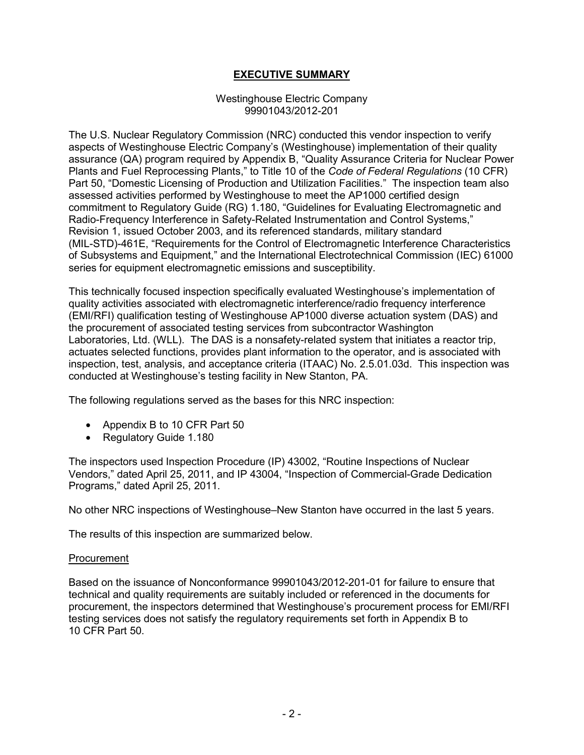# EXECUTIVE SUMMARY

Westinghouse Electric Company
99901043/2012-201

The U.S. Nuclear Regulatory Commission (NRC) conducted this vendor inspection to verify aspects of Westinghouse Electric Company's (Westinghouse) implementation of their quality assurance (QA) program required by Appendix B, "Quality Assurance Criteria for Nuclear Power Plants and Fuel Reprocessing Plants," to Title 10 of the *Code of Federal Regulations* (10 CFR) Part 50, "Domestic Licensing of Production and Utilization Facilities." The inspection team also assessed activities performed by Westinghouse to meet the AP1000 certified design commitment to Regulatory Guide (RG) 1.180, "Guidelines for Evaluating Electromagnetic and Radio-Frequency Interference in Safety-Related Instrumentation and Control Systems," Revision 1, issued October 2003, and its referenced standards, military standard (MIL-STD)-461E, "Requirements for the Control of Electromagnetic Interference Characteristics of Subsystems and Equipment," and the International Electrotechnical Commission (IEC) 61000 series for equipment electromagnetic emissions and susceptibility.

This technically focused inspection specifically evaluated Westinghouse's implementation of quality activities associated with electromagnetic interference/radio frequency interference (EMI/RFI) qualification testing of Westinghouse AP1000 diverse actuation system (DAS) and the procurement of associated testing services from subcontractor Washington Laboratories, Ltd. (WLL). The DAS is a nonsafety-related system that initiates a reactor trip, actuates selected functions, provides plant information to the operator, and is associated with inspection, test, analysis, and acceptance criteria (ITAAC) No. 2.5.01.03d. This inspection was conducted at Westinghouse's testing facility in New Stanton, PA.

The following regulations served as the bases for this NRC inspection:

- Appendix B to 10 CFR Part 50
- Regulatory Guide 1.180

The inspectors used Inspection Procedure (IP) 43002, "Routine Inspections of Nuclear Vendors," dated April 25, 2011, and IP 43004, "Inspection of Commercial-Grade Dedication Programs," dated April 25, 2011.

No other NRC inspections of Westinghouse–New Stanton have occurred in the last 5 years.

The results of this inspection are summarized below.

## Procurement

Based on the issuance of Nonconformance 99901043/2012-201-01 for failure to ensure that technical and quality requirements are suitably included or referenced in the documents for procurement, the inspectors determined that Westinghouse's procurement process for EMI/RFI testing services does not satisfy the regulatory requirements set forth in Appendix B to 10 CFR Part 50.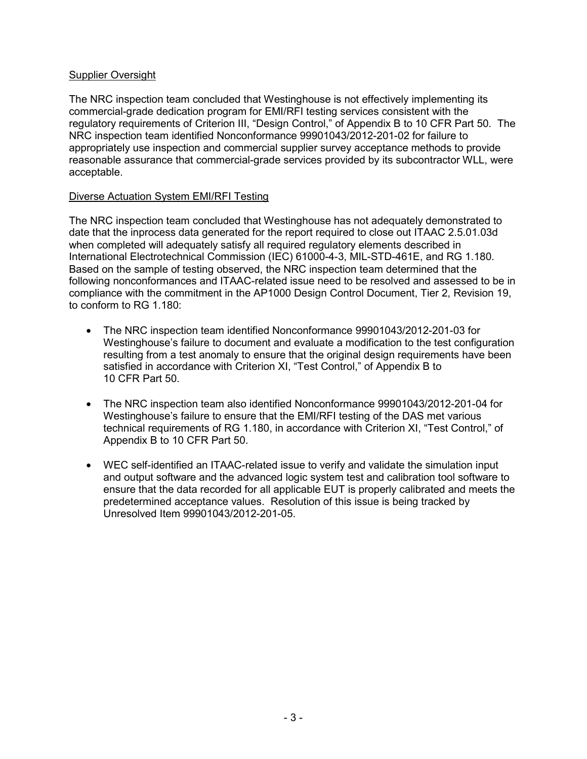Supplier Oversight

The NRC inspection team concluded that Westinghouse is not effectively implementing its commercial-grade dedication program for EMI/RFI testing services consistent with the regulatory requirements of Criterion III, "Design Control," of Appendix B to 10 CFR Part 50. The NRC inspection team identified Nonconformance 99901043/2012-201-02 for failure to appropriately use inspection and commercial supplier survey acceptance methods to provide reasonable assurance that commercial-grade services provided by its subcontractor WLL, were acceptable.

Diverse Actuation System EMI/RFI Testing

The NRC inspection team concluded that Westinghouse has not adequately demonstrated to date that the inprocess data generated for the report required to close out ITAAC 2.5.01.03d when completed will adequately satisfy all required regulatory elements described in International Electrotechnical Commission (IEC) 61000-4-3, MIL-STD-461E, and RG 1.180. Based on the sample of testing observed, the NRC inspection team determined that the following nonconformances and ITAAC-related issue need to be resolved and assessed to be in compliance with the commitment in the AP1000 Design Control Document, Tier 2, Revision 19, to conform to RG 1.180:

- The NRC inspection team identified Nonconformance 99901043/2012-201-03 for Westinghouse's failure to document and evaluate a modification to the test configuration resulting from a test anomaly to ensure that the original design requirements have been satisfied in accordance with Criterion XI, "Test Control," of Appendix B to 10 CFR Part 50.

- The NRC inspection team also identified Nonconformance 99901043/2012-201-04 for Westinghouse's failure to ensure that the EMI/RFI testing of the DAS met various technical requirements of RG 1.180, in accordance with Criterion XI, "Test Control," of Appendix B to 10 CFR Part 50.

- WEC self-identified an ITAAC-related issue to verify and validate the simulation input and output software and the advanced logic system test and calibration tool software to ensure that the data recorded for all applicable EUT is properly calibrated and meets the predetermined acceptance values. Resolution of this issue is being tracked by Unresolved Item 99901043/2012-201-05.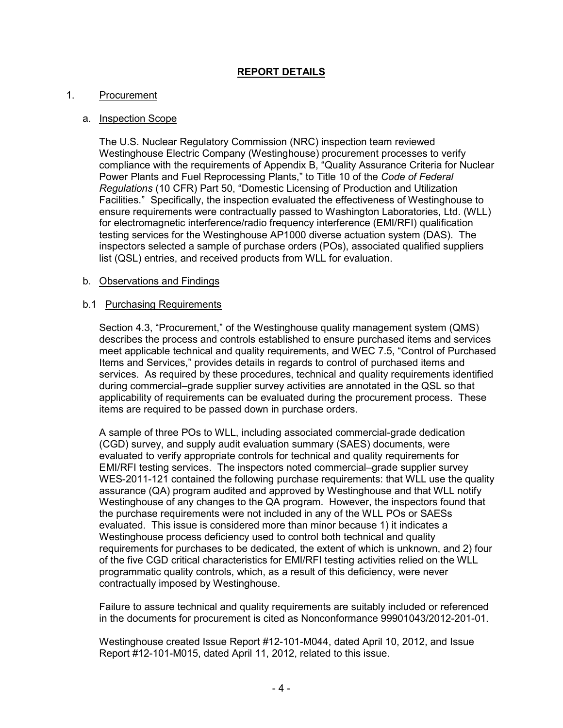# REPORT DETAILS

1. Procurement

   a. Inspection Scope

   The U.S. Nuclear Regulatory Commission (NRC) inspection team reviewed Westinghouse Electric Company (Westinghouse) procurement processes to verify compliance with the requirements of Appendix B, "Quality Assurance Criteria for Nuclear Power Plants and Fuel Reprocessing Plants," to Title 10 of the *Code of Federal Regulations* (10 CFR) Part 50, "Domestic Licensing of Production and Utilization Facilities." Specifically, the inspection evaluated the effectiveness of Westinghouse to ensure requirements were contractually passed to Washington Laboratories, Ltd. (WLL) for electromagnetic interference/radio frequency interference (EMI/RFI) qualification testing services for the Westinghouse AP1000 diverse actuation system (DAS). The inspectors selected a sample of purchase orders (POs), associated qualified suppliers list (QSL) entries, and received products from WLL for evaluation.

   b. Observations and Findings

   b.1 Purchasing Requirements

   Section 4.3, "Procurement," of the Westinghouse quality management system (QMS) describes the process and controls established to ensure purchased items and services meet applicable technical and quality requirements, and WEC 7.5, "Control of Purchased Items and Services," provides details in regards to control of purchased items and services. As required by these procedures, technical and quality requirements identified during commercial–grade supplier survey activities are annotated in the QSL so that applicability of requirements can be evaluated during the procurement process. These items are required to be passed down in purchase orders.

   A sample of three POs to WLL, including associated commercial-grade dedication (CGD) survey, and supply audit evaluation summary (SAES) documents, were evaluated to verify appropriate controls for technical and quality requirements for EMI/RFI testing services. The inspectors noted commercial–grade supplier survey WES-2011-121 contained the following purchase requirements: that WLL use the quality assurance (QA) program audited and approved by Westinghouse and that WLL notify Westinghouse of any changes to the QA program. However, the inspectors found that the purchase requirements were not included in any of the WLL POs or SAESs evaluated. This issue is considered more than minor because 1) it indicates a Westinghouse process deficiency used to control both technical and quality requirements for purchases to be dedicated, the extent of which is unknown, and 2) four of the five CGD critical characteristics for EMI/RFI testing activities relied on the WLL programmatic quality controls, which, as a result of this deficiency, were never contractually imposed by Westinghouse.

   Failure to assure technical and quality requirements are suitably included or referenced in the documents for procurement is cited as Nonconformance 99901043/2012-201-01.

   Westinghouse created Issue Report #12-101-M044, dated April 10, 2012, and Issue Report #12-101-M015, dated April 11, 2012, related to this issue.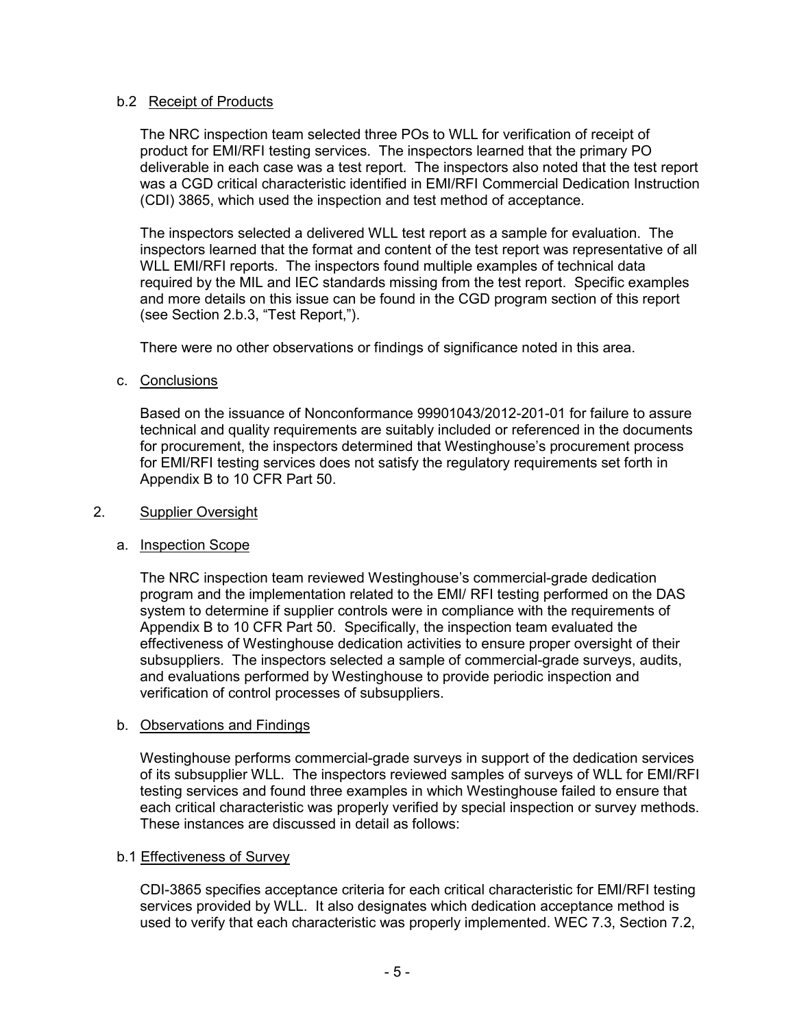b.2 Receipt of Products

The NRC inspection team selected three POs to WLL for verification of receipt of product for EMI/RFI testing services. The inspectors learned that the primary PO deliverable in each case was a test report. The inspectors also noted that the test report was a CGD critical characteristic identified in EMI/RFI Commercial Dedication Instruction (CDI) 3865, which used the inspection and test method of acceptance.

The inspectors selected a delivered WLL test report as a sample for evaluation. The inspectors learned that the format and content of the test report was representative of all WLL EMI/RFI reports. The inspectors found multiple examples of technical data required by the MIL and IEC standards missing from the test report. Specific examples and more details on this issue can be found in the CGD program section of this report (see Section 2.b.3, "Test Report,").

There were no other observations or findings of significance noted in this area.

c. Conclusions

Based on the issuance of Nonconformance 99901043/2012-201-01 for failure to assure technical and quality requirements are suitably included or referenced in the documents for procurement, the inspectors determined that Westinghouse's procurement process for EMI/RFI testing services does not satisfy the regulatory requirements set forth in Appendix B to 10 CFR Part 50.

2. Supplier Oversight

a. Inspection Scope

The NRC inspection team reviewed Westinghouse's commercial-grade dedication program and the implementation related to the EMI/ RFI testing performed on the DAS system to determine if supplier controls were in compliance with the requirements of Appendix B to 10 CFR Part 50. Specifically, the inspection team evaluated the effectiveness of Westinghouse dedication activities to ensure proper oversight of their subsuppliers. The inspectors selected a sample of commercial-grade surveys, audits, and evaluations performed by Westinghouse to provide periodic inspection and verification of control processes of subsuppliers.

b. Observations and Findings

Westinghouse performs commercial-grade surveys in support of the dedication services of its subsupplier WLL. The inspectors reviewed samples of surveys of WLL for EMI/RFI testing services and found three examples in which Westinghouse failed to ensure that each critical characteristic was properly verified by special inspection or survey methods. These instances are discussed in detail as follows:

b.1 Effectiveness of Survey

CDI-3865 specifies acceptance criteria for each critical characteristic for EMI/RFI testing services provided by WLL. It also designates which dedication acceptance method is used to verify that each characteristic was properly implemented. WEC 7.3, Section 7.2,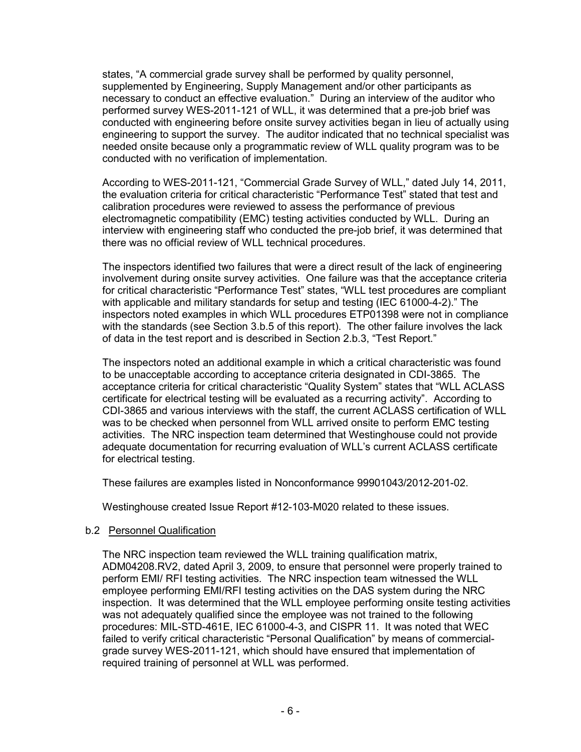states, "A commercial grade survey shall be performed by quality personnel, supplemented by Engineering, Supply Management and/or other participants as necessary to conduct an effective evaluation." During an interview of the auditor who performed survey WES-2011-121 of WLL, it was determined that a pre-job brief was conducted with engineering before onsite survey activities began in lieu of actually using engineering to support the survey. The auditor indicated that no technical specialist was needed onsite because only a programmatic review of WLL quality program was to be conducted with no verification of implementation.

According to WES-2011-121, "Commercial Grade Survey of WLL," dated July 14, 2011, the evaluation criteria for critical characteristic "Performance Test" stated that test and calibration procedures were reviewed to assess the performance of previous electromagnetic compatibility (EMC) testing activities conducted by WLL. During an interview with engineering staff who conducted the pre-job brief, it was determined that there was no official review of WLL technical procedures.

The inspectors identified two failures that were a direct result of the lack of engineering involvement during onsite survey activities. One failure was that the acceptance criteria for critical characteristic "Performance Test" states, "WLL test procedures are compliant with applicable and military standards for setup and testing (IEC 61000-4-2)." The inspectors noted examples in which WLL procedures ETP01398 were not in compliance with the standards (see Section 3.b.5 of this report). The other failure involves the lack of data in the test report and is described in Section 2.b.3, "Test Report."

The inspectors noted an additional example in which a critical characteristic was found to be unacceptable according to acceptance criteria designated in CDI-3865. The acceptance criteria for critical characteristic "Quality System" states that "WLL ACLASS certificate for electrical testing will be evaluated as a recurring activity". According to CDI-3865 and various interviews with the staff, the current ACLASS certification of WLL was to be checked when personnel from WLL arrived onsite to perform EMC testing activities. The NRC inspection team determined that Westinghouse could not provide adequate documentation for recurring evaluation of WLL's current ACLASS certificate for electrical testing.

These failures are examples listed in Nonconformance 99901043/2012-201-02.

Westinghouse created Issue Report #12-103-M020 related to these issues.

b.2 Personnel Qualification

The NRC inspection team reviewed the WLL training qualification matrix, ADM04208.RV2, dated April 3, 2009, to ensure that personnel were properly trained to perform EMI/ RFI testing activities. The NRC inspection team witnessed the WLL employee performing EMI/RFI testing activities on the DAS system during the NRC inspection. It was determined that the WLL employee performing onsite testing activities was not adequately qualified since the employee was not trained to the following procedures: MIL-STD-461E, IEC 61000-4-3, and CISPR 11. It was noted that WEC failed to verify critical characteristic "Personal Qualification" by means of commercial-grade survey WES-2011-121, which should have ensured that implementation of required training of personnel at WLL was performed.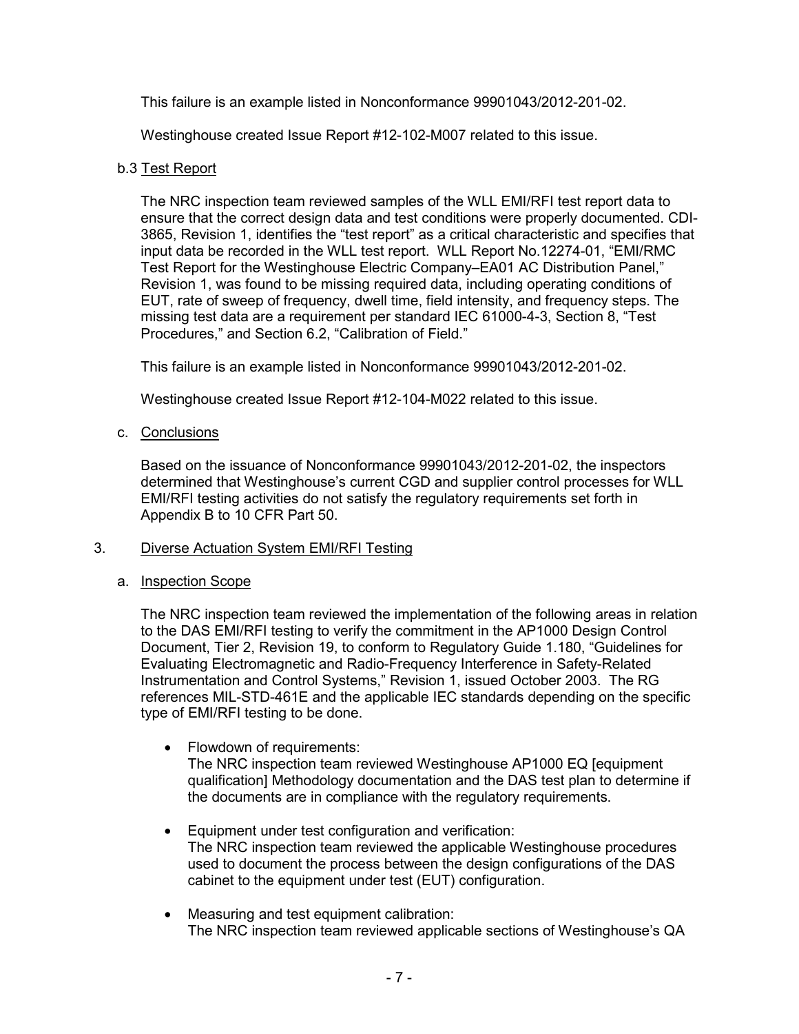This failure is an example listed in Nonconformance 99901043/2012-201-02.

Westinghouse created Issue Report #12-102-M007 related to this issue.

b.3 Test Report

The NRC inspection team reviewed samples of the WLL EMI/RFI test report data to ensure that the correct design data and test conditions were properly documented. CDI-3865, Revision 1, identifies the "test report" as a critical characteristic and specifies that input data be recorded in the WLL test report. WLL Report No.12274-01, "EMI/RMC Test Report for the Westinghouse Electric Company–EA01 AC Distribution Panel," Revision 1, was found to be missing required data, including operating conditions of EUT, rate of sweep of frequency, dwell time, field intensity, and frequency steps. The missing test data are a requirement per standard IEC 61000-4-3, Section 8, "Test Procedures," and Section 6.2, "Calibration of Field."

This failure is an example listed in Nonconformance 99901043/2012-201-02.

Westinghouse created Issue Report #12-104-M022 related to this issue.

c. Conclusions

Based on the issuance of Nonconformance 99901043/2012-201-02, the inspectors determined that Westinghouse's current CGD and supplier control processes for WLL EMI/RFI testing activities do not satisfy the regulatory requirements set forth in Appendix B to 10 CFR Part 50.

3. Diverse Actuation System EMI/RFI Testing

a. Inspection Scope

The NRC inspection team reviewed the implementation of the following areas in relation to the DAS EMI/RFI testing to verify the commitment in the AP1000 Design Control Document, Tier 2, Revision 19, to conform to Regulatory Guide 1.180, "Guidelines for Evaluating Electromagnetic and Radio-Frequency Interference in Safety-Related Instrumentation and Control Systems," Revision 1, issued October 2003. The RG references MIL-STD-461E and the applicable IEC standards depending on the specific type of EMI/RFI testing to be done.

- Flowdown of requirements:
  The NRC inspection team reviewed Westinghouse AP1000 EQ [equipment qualification] Methodology documentation and the DAS test plan to determine if the documents are in compliance with the regulatory requirements.

- Equipment under test configuration and verification:
  The NRC inspection team reviewed the applicable Westinghouse procedures used to document the process between the design configurations of the DAS cabinet to the equipment under test (EUT) configuration.

- Measuring and test equipment calibration:
  The NRC inspection team reviewed applicable sections of Westinghouse's QA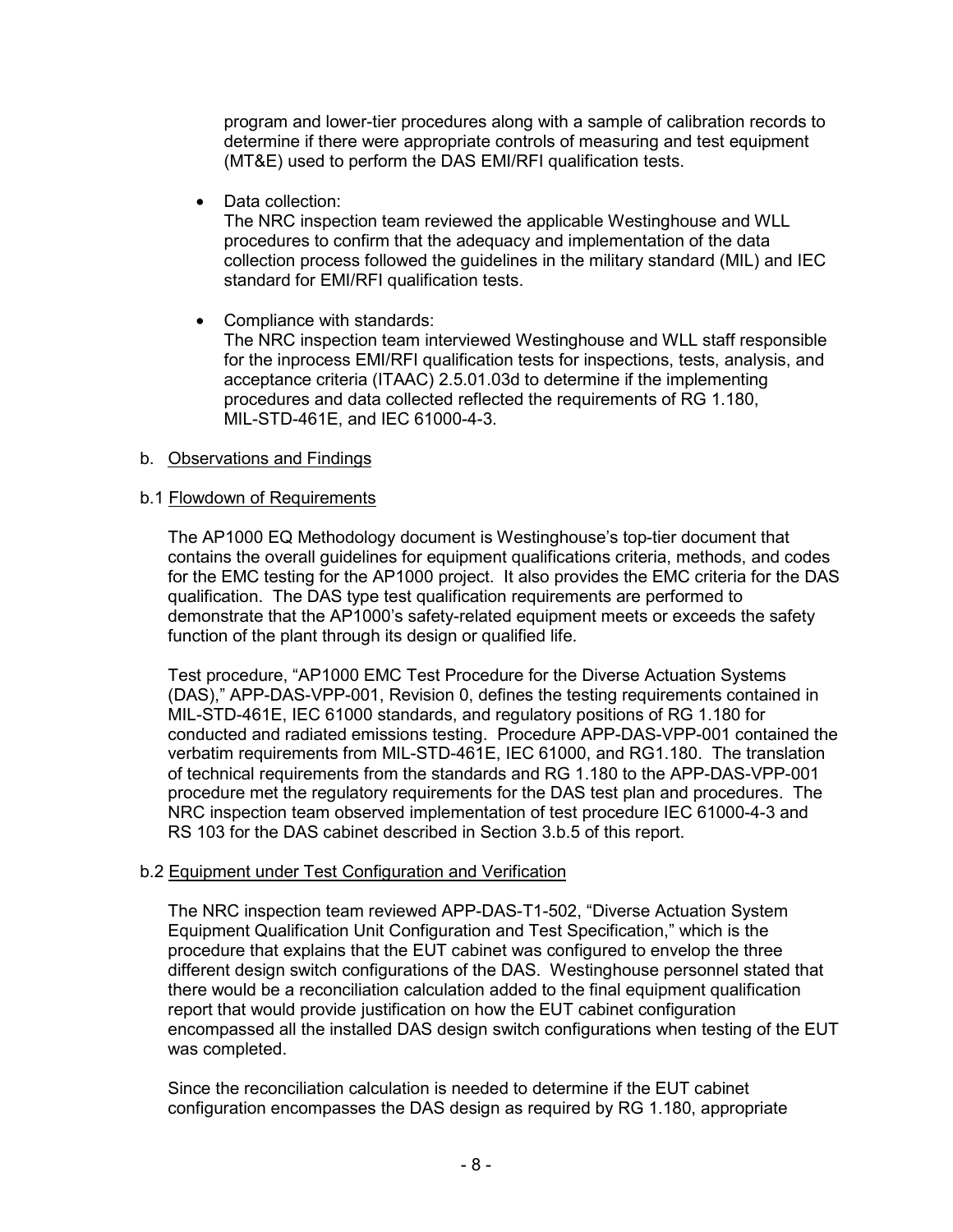program and lower-tier procedures along with a sample of calibration records to determine if there were appropriate controls of measuring and test equipment (MT&E) used to perform the DAS EMI/RFI qualification tests.

- Data collection:
  The NRC inspection team reviewed the applicable Westinghouse and WLL procedures to confirm that the adequacy and implementation of the data collection process followed the guidelines in the military standard (MIL) and IEC standard for EMI/RFI qualification tests.

- Compliance with standards:
  The NRC inspection team interviewed Westinghouse and WLL staff responsible for the inprocess EMI/RFI qualification tests for inspections, tests, analysis, and acceptance criteria (ITAAC) 2.5.01.03d to determine if the implementing procedures and data collected reflected the requirements of RG 1.180, MIL-STD-461E, and IEC 61000-4-3.

b. Observations and Findings

b.1 Flowdown of Requirements

The AP1000 EQ Methodology document is Westinghouse's top-tier document that contains the overall guidelines for equipment qualifications criteria, methods, and codes for the EMC testing for the AP1000 project. It also provides the EMC criteria for the DAS qualification. The DAS type test qualification requirements are performed to demonstrate that the AP1000's safety-related equipment meets or exceeds the safety function of the plant through its design or qualified life.

Test procedure, "AP1000 EMC Test Procedure for the Diverse Actuation Systems (DAS)," APP-DAS-VPP-001, Revision 0, defines the testing requirements contained in MIL-STD-461E, IEC 61000 standards, and regulatory positions of RG 1.180 for conducted and radiated emissions testing. Procedure APP-DAS-VPP-001 contained the verbatim requirements from MIL-STD-461E, IEC 61000, and RG1.180. The translation of technical requirements from the standards and RG 1.180 to the APP-DAS-VPP-001 procedure met the regulatory requirements for the DAS test plan and procedures. The NRC inspection team observed implementation of test procedure IEC 61000-4-3 and RS 103 for the DAS cabinet described in Section 3.b.5 of this report.

b.2 Equipment under Test Configuration and Verification

The NRC inspection team reviewed APP-DAS-T1-502, "Diverse Actuation System Equipment Qualification Unit Configuration and Test Specification," which is the procedure that explains that the EUT cabinet was configured to envelop the three different design switch configurations of the DAS. Westinghouse personnel stated that there would be a reconciliation calculation added to the final equipment qualification report that would provide justification on how the EUT cabinet configuration encompassed all the installed DAS design switch configurations when testing of the EUT was completed.

Since the reconciliation calculation is needed to determine if the EUT cabinet configuration encompasses the DAS design as required by RG 1.180, appropriate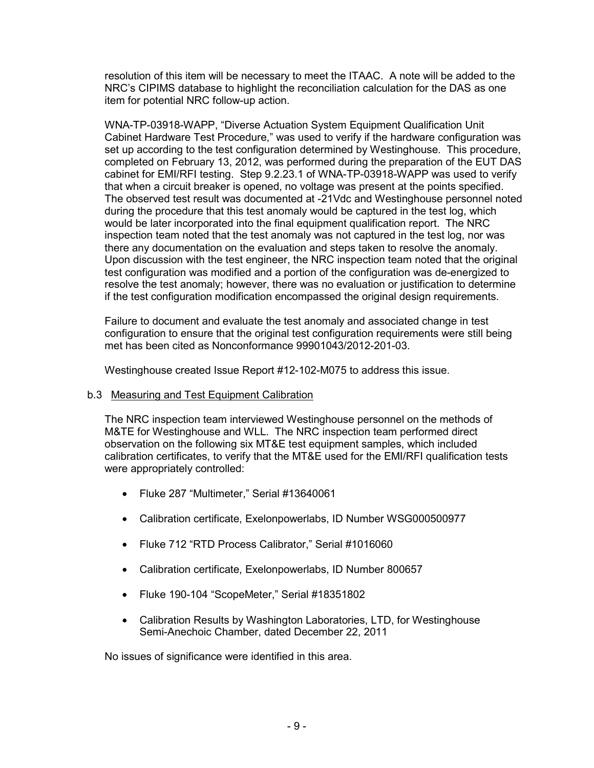resolution of this item will be necessary to meet the ITAAC. A note will be added to the NRC's CIPIMS database to highlight the reconciliation calculation for the DAS as one item for potential NRC follow-up action.

WNA-TP-03918-WAPP, "Diverse Actuation System Equipment Qualification Unit Cabinet Hardware Test Procedure," was used to verify if the hardware configuration was set up according to the test configuration determined by Westinghouse. This procedure, completed on February 13, 2012, was performed during the preparation of the EUT DAS cabinet for EMI/RFI testing. Step 9.2.23.1 of WNA-TP-03918-WAPP was used to verify that when a circuit breaker is opened, no voltage was present at the points specified. The observed test result was documented at -21Vdc and Westinghouse personnel noted during the procedure that this test anomaly would be captured in the test log, which would be later incorporated into the final equipment qualification report. The NRC inspection team noted that the test anomaly was not captured in the test log, nor was there any documentation on the evaluation and steps taken to resolve the anomaly. Upon discussion with the test engineer, the NRC inspection team noted that the original test configuration was modified and a portion of the configuration was de-energized to resolve the test anomaly; however, there was no evaluation or justification to determine if the test configuration modification encompassed the original design requirements.

Failure to document and evaluate the test anomaly and associated change in test configuration to ensure that the original test configuration requirements were still being met has been cited as Nonconformance 99901043/2012-201-03.

Westinghouse created Issue Report #12-102-M075 to address this issue.

b.3 Measuring and Test Equipment Calibration

The NRC inspection team interviewed Westinghouse personnel on the methods of M&TE for Westinghouse and WLL. The NRC inspection team performed direct observation on the following six MT&E test equipment samples, which included calibration certificates, to verify that the MT&E used for the EMI/RFI qualification tests were appropriately controlled:

- Fluke 287 "Multimeter," Serial #13640061
- Calibration certificate, Exelonpowerlabs, ID Number WSG000500977
- Fluke 712 "RTD Process Calibrator," Serial #1016060
- Calibration certificate, Exelonpowerlabs, ID Number 800657
- Fluke 190-104 "ScopeMeter," Serial #18351802
- Calibration Results by Washington Laboratories, LTD, for Westinghouse Semi-Anechoic Chamber, dated December 22, 2011

No issues of significance were identified in this area.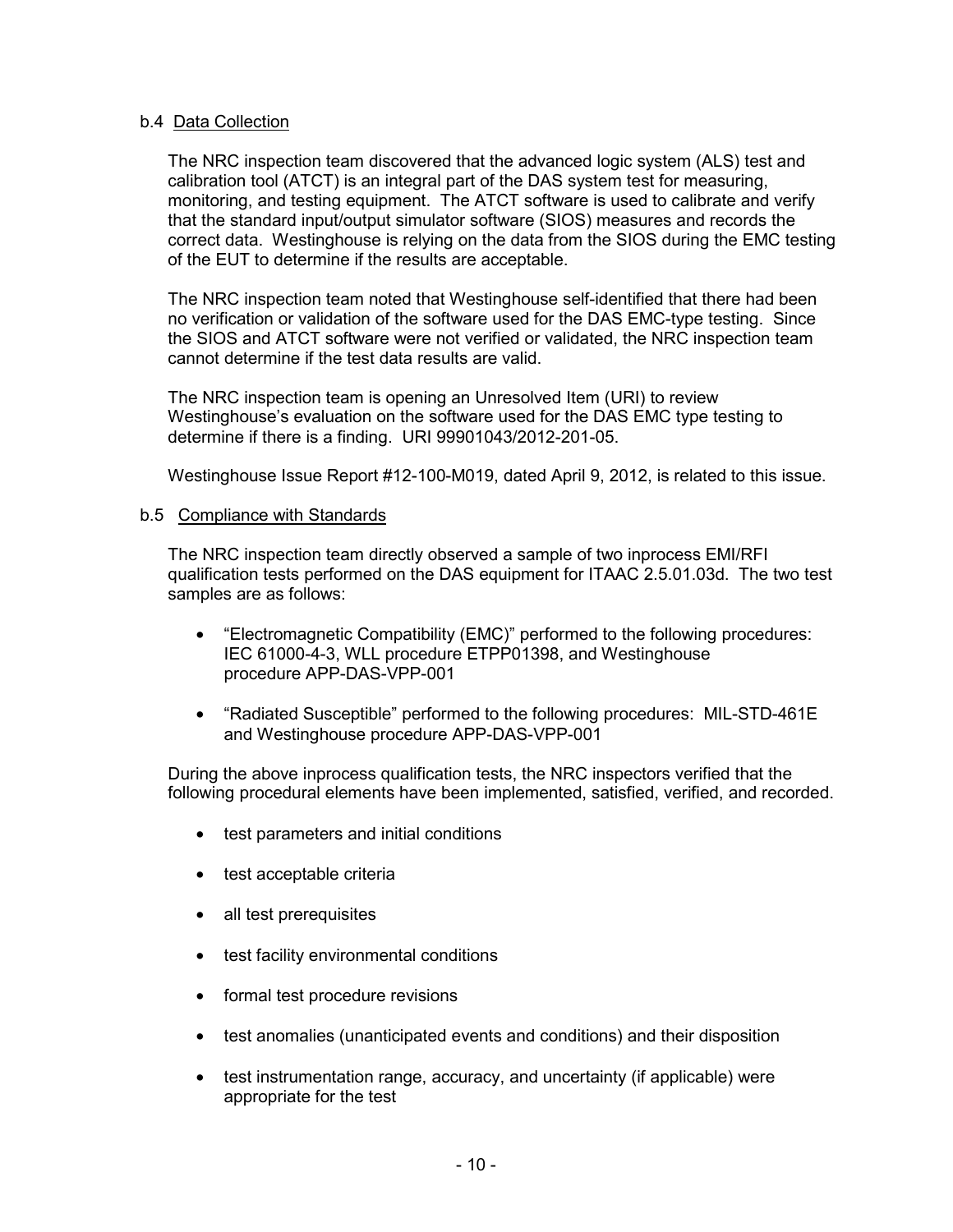b.4 Data Collection

The NRC inspection team discovered that the advanced logic system (ALS) test and calibration tool (ATCT) is an integral part of the DAS system test for measuring, monitoring, and testing equipment. The ATCT software is used to calibrate and verify that the standard input/output simulator software (SIOS) measures and records the correct data. Westinghouse is relying on the data from the SIOS during the EMC testing of the EUT to determine if the results are acceptable.

The NRC inspection team noted that Westinghouse self-identified that there had been no verification or validation of the software used for the DAS EMC-type testing. Since the SIOS and ATCT software were not verified or validated, the NRC inspection team cannot determine if the test data results are valid.

The NRC inspection team is opening an Unresolved Item (URI) to review Westinghouse's evaluation on the software used for the DAS EMC type testing to determine if there is a finding. URI 99901043/2012-201-05.

Westinghouse Issue Report #12-100-M019, dated April 9, 2012, is related to this issue.

b.5 Compliance with Standards

The NRC inspection team directly observed a sample of two inprocess EMI/RFI qualification tests performed on the DAS equipment for ITAAC 2.5.01.03d. The two test samples are as follows:

- "Electromagnetic Compatibility (EMC)" performed to the following procedures: IEC 61000-4-3, WLL procedure ETPP01398, and Westinghouse procedure APP-DAS-VPP-001
- "Radiated Susceptible" performed to the following procedures: MIL-STD-461E and Westinghouse procedure APP-DAS-VPP-001

During the above inprocess qualification tests, the NRC inspectors verified that the following procedural elements have been implemented, satisfied, verified, and recorded.

- test parameters and initial conditions
- test acceptable criteria
- all test prerequisites
- test facility environmental conditions
- formal test procedure revisions
- test anomalies (unanticipated events and conditions) and their disposition
- test instrumentation range, accuracy, and uncertainty (if applicable) were appropriate for the test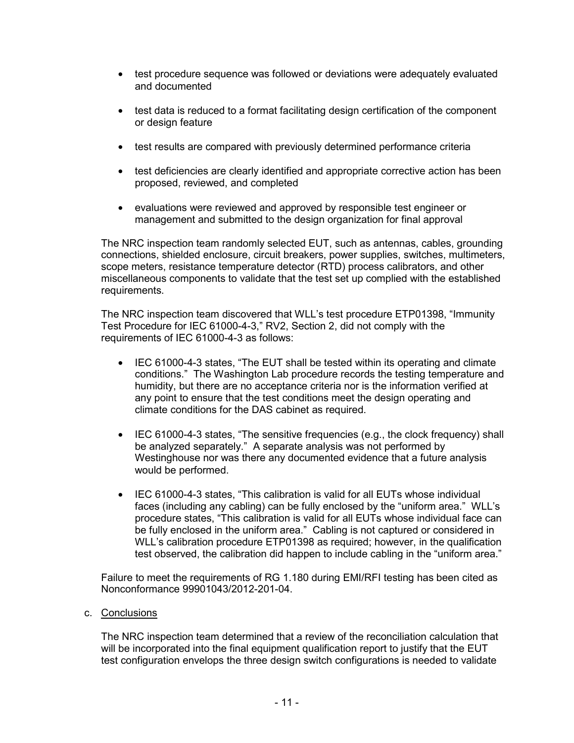- test procedure sequence was followed or deviations were adequately evaluated and documented
- test data is reduced to a format facilitating design certification of the component or design feature
- test results are compared with previously determined performance criteria
- test deficiencies are clearly identified and appropriate corrective action has been proposed, reviewed, and completed
- evaluations were reviewed and approved by responsible test engineer or management and submitted to the design organization for final approval

The NRC inspection team randomly selected EUT, such as antennas, cables, grounding connections, shielded enclosure, circuit breakers, power supplies, switches, multimeters, scope meters, resistance temperature detector (RTD) process calibrators, and other miscellaneous components to validate that the test set up complied with the established requirements.

The NRC inspection team discovered that WLL's test procedure ETP01398, "Immunity Test Procedure for IEC 61000-4-3," RV2, Section 2, did not comply with the requirements of IEC 61000-4-3 as follows:

- IEC 61000-4-3 states, "The EUT shall be tested within its operating and climate conditions." The Washington Lab procedure records the testing temperature and humidity, but there are no acceptance criteria nor is the information verified at any point to ensure that the test conditions meet the design operating and climate conditions for the DAS cabinet as required.
- IEC 61000-4-3 states, "The sensitive frequencies (e.g., the clock frequency) shall be analyzed separately." A separate analysis was not performed by Westinghouse nor was there any documented evidence that a future analysis would be performed.
- IEC 61000-4-3 states, "This calibration is valid for all EUTs whose individual faces (including any cabling) can be fully enclosed by the "uniform area." WLL's procedure states, "This calibration is valid for all EUTs whose individual face can be fully enclosed in the uniform area." Cabling is not captured or considered in WLL's calibration procedure ETP01398 as required; however, in the qualification test observed, the calibration did happen to include cabling in the "uniform area."

Failure to meet the requirements of RG 1.180 during EMI/RFI testing has been cited as Nonconformance 99901043/2012-201-04.

c. Conclusions

The NRC inspection team determined that a review of the reconciliation calculation that will be incorporated into the final equipment qualification report to justify that the EUT test configuration envelops the three design switch configurations is needed to validate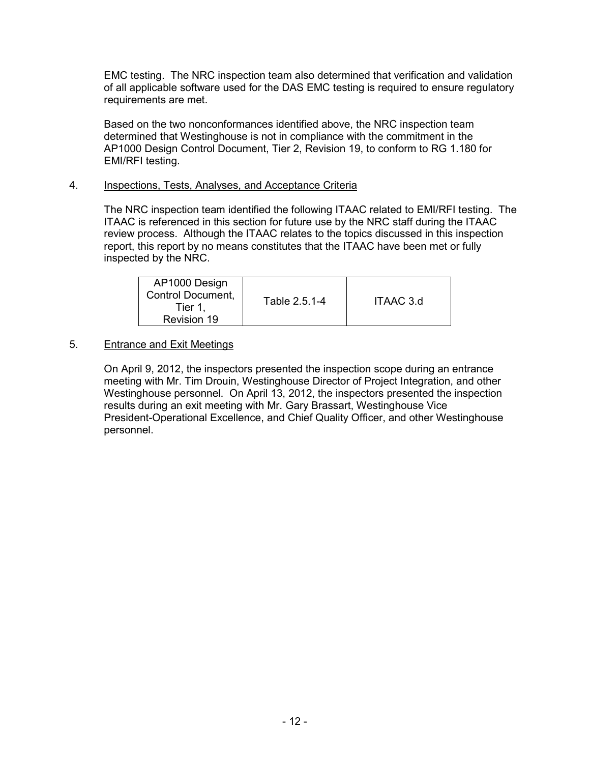EMC testing. The NRC inspection team also determined that verification and validation of all applicable software used for the DAS EMC testing is required to ensure regulatory requirements are met.

Based on the two nonconformances identified above, the NRC inspection team determined that Westinghouse is not in compliance with the commitment in the AP1000 Design Control Document, Tier 2, Revision 19, to conform to RG 1.180 for EMI/RFI testing.

4. Inspections, Tests, Analyses, and Acceptance Criteria

The NRC inspection team identified the following ITAAC related to EMI/RFI testing. The ITAAC is referenced in this section for future use by the NRC staff during the ITAAC review process. Although the ITAAC relates to the topics discussed in this inspection report, this report by no means constitutes that the ITAAC have been met or fully inspected by the NRC.

| AP1000 Design Control Document, Tier 1, Revision 19 | Table 2.5.1-4 | ITAAC 3.d |
|---|---|---|

5. Entrance and Exit Meetings

On April 9, 2012, the inspectors presented the inspection scope during an entrance meeting with Mr. Tim Drouin, Westinghouse Director of Project Integration, and other Westinghouse personnel. On April 13, 2012, the inspectors presented the inspection results during an exit meeting with Mr. Gary Brassart, Westinghouse Vice President-Operational Excellence, and Chief Quality Officer, and other Westinghouse personnel.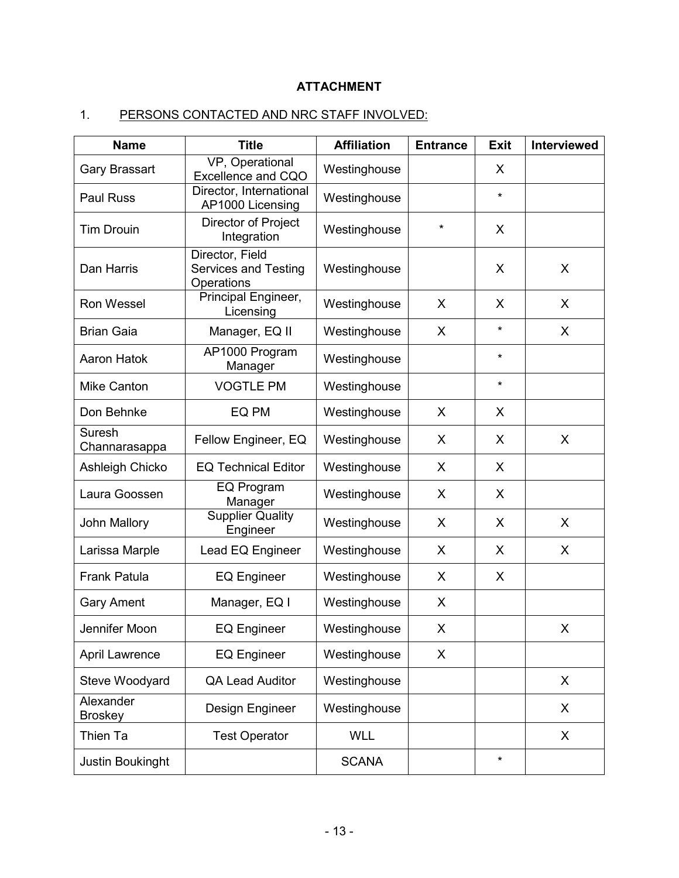**ATTACHMENT**

1. PERSONS CONTACTED AND NRC STAFF INVOLVED:

| Name | Title | Affiliation | Entrance | Exit | Interviewed |
|---|---|---|---|---|---|
| Gary Brassart | VP, Operational Excellence and CQO | Westinghouse | | X | |
| Paul Russ | Director, International AP1000 Licensing | Westinghouse | | * | |
| Tim Drouin | Director of Project Integration | Westinghouse | * | X | |
| Dan Harris | Director, Field Services and Testing Operations | Westinghouse | | X | X |
| Ron Wessel | Principal Engineer, Licensing | Westinghouse | X | X | X |
| Brian Gaia | Manager, EQ II | Westinghouse | X | * | X |
| Aaron Hatok | AP1000 Program Manager | Westinghouse | | * | |
| Mike Canton | VOGTLE PM | Westinghouse | | * | |
| Don Behnke | EQ PM | Westinghouse | X | X | |
| Suresh Channarasappa | Fellow Engineer, EQ | Westinghouse | X | X | X |
| Ashleigh Chicko | EQ Technical Editor | Westinghouse | X | X | |
| Laura Goossen | EQ Program Manager | Westinghouse | X | X | |
| John Mallory | Supplier Quality Engineer | Westinghouse | X | X | X |
| Larissa Marple | Lead EQ Engineer | Westinghouse | X | X | X |
| Frank Patula | EQ Engineer | Westinghouse | X | X | |
| Gary Ament | Manager, EQ I | Westinghouse | X | | |
| Jennifer Moon | EQ Engineer | Westinghouse | X | | X |
| April Lawrence | EQ Engineer | Westinghouse | X | | |
| Steve Woodyard | QA Lead Auditor | Westinghouse | | | X |
| Alexander Broskey | Design Engineer | Westinghouse | | | X |
| Thien Ta | Test Operator | WLL | | | X |
| Justin Boukinght | | SCANA | | * | |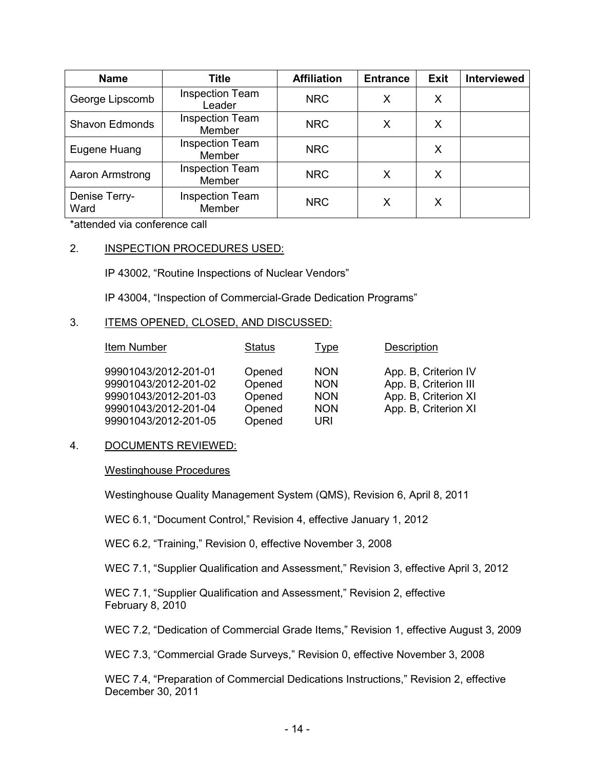| Name | Title | Affiliation | Entrance | Exit | Interviewed |
|---|---|---|---|---|---|
| George Lipscomb | Inspection Team Leader | NRC | X | X | |
| Shavon Edmonds | Inspection Team Member | NRC | X | X | |
| Eugene Huang | Inspection Team Member | NRC | | X | |
| Aaron Armstrong | Inspection Team Member | NRC | X | X | |
| Denise Terry-Ward | Inspection Team Member | NRC | X | X | |

*attended via conference call

2. INSPECTION PROCEDURES USED:

   IP 43002, "Routine Inspections of Nuclear Vendors"

   IP 43004, "Inspection of Commercial-Grade Dedication Programs"

3. ITEMS OPENED, CLOSED, AND DISCUSSED:

| Item Number | Status | Type | Description |
|---|---|---|---|
| 99901043/2012-201-01 | Opened | NON | App. B, Criterion IV |
| 99901043/2012-201-02 | Opened | NON | App. B, Criterion III |
| 99901043/2012-201-03 | Opened | NON | App. B, Criterion XI |
| 99901043/2012-201-04 | Opened | NON | App. B, Criterion XI |
| 99901043/2012-201-05 | Opened | URI | |

4. DOCUMENTS REVIEWED:

   Westinghouse Procedures

   Westinghouse Quality Management System (QMS), Revision 6, April 8, 2011

   WEC 6.1, "Document Control," Revision 4, effective January 1, 2012

   WEC 6.2, "Training," Revision 0, effective November 3, 2008

   WEC 7.1, "Supplier Qualification and Assessment," Revision 3, effective April 3, 2012

   WEC 7.1, "Supplier Qualification and Assessment," Revision 2, effective February 8, 2010

   WEC 7.2, "Dedication of Commercial Grade Items," Revision 1, effective August 3, 2009

   WEC 7.3, "Commercial Grade Surveys," Revision 0, effective November 3, 2008

   WEC 7.4, "Preparation of Commercial Dedications Instructions," Revision 2, effective December 30, 2011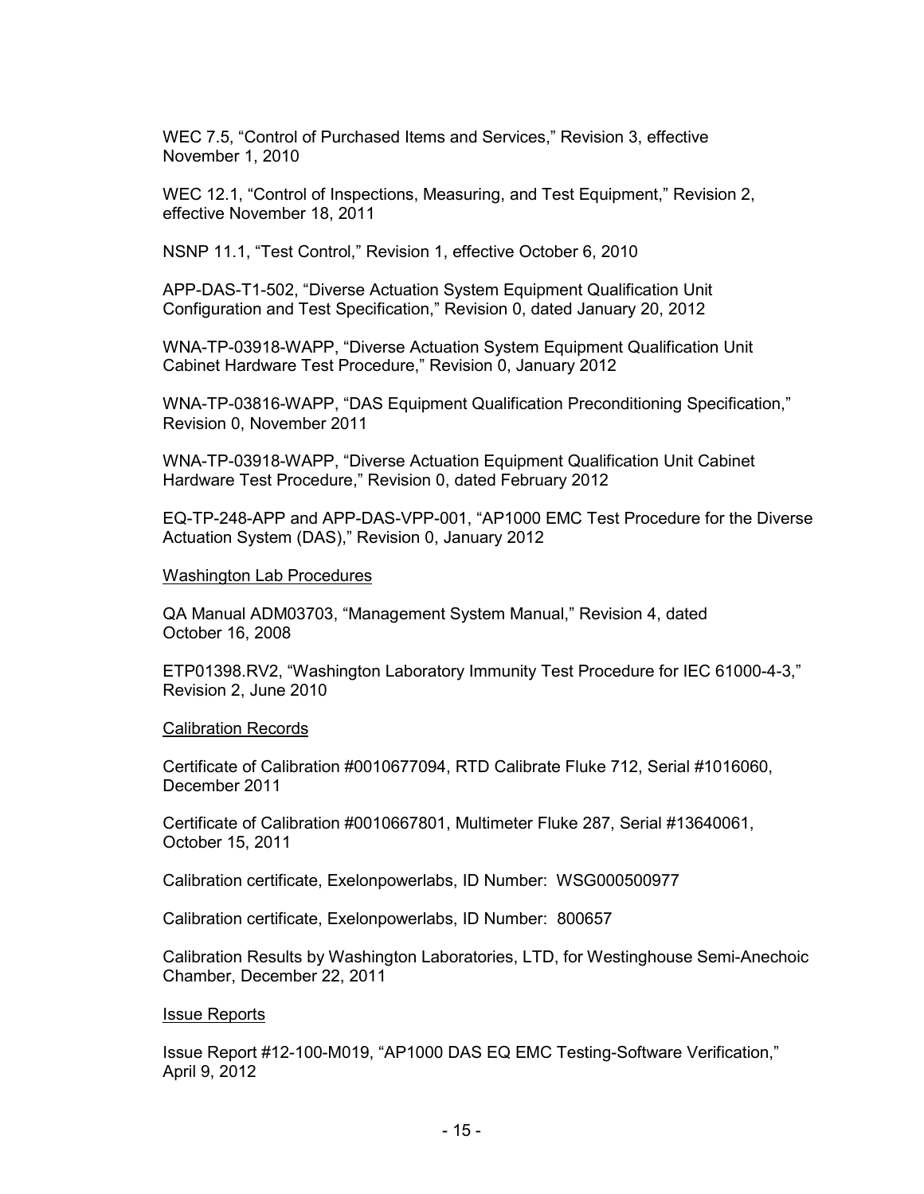WEC 7.5, “Control of Purchased Items and Services,” Revision 3, effective November 1, 2010

WEC 12.1, “Control of Inspections, Measuring, and Test Equipment,” Revision 2, effective November 18, 2011

NSNP 11.1, “Test Control,” Revision 1, effective October 6, 2010

APP-DAS-T1-502, “Diverse Actuation System Equipment Qualification Unit Configuration and Test Specification,” Revision 0, dated January 20, 2012

WNA-TP-03918-WAPP, “Diverse Actuation System Equipment Qualification Unit Cabinet Hardware Test Procedure,” Revision 0, January 2012

WNA-TP-03816-WAPP, “DAS Equipment Qualification Preconditioning Specification,” Revision 0, November 2011

WNA-TP-03918-WAPP, “Diverse Actuation Equipment Qualification Unit Cabinet Hardware Test Procedure,” Revision 0, dated February 2012

EQ-TP-248-APP and APP-DAS-VPP-001, “AP1000 EMC Test Procedure for the Diverse Actuation System (DAS),” Revision 0, January 2012

Washington Lab Procedures

QA Manual ADM03703, “Management System Manual,” Revision 4, dated October 16, 2008

ETP01398.RV2, “Washington Laboratory Immunity Test Procedure for IEC 61000-4-3,” Revision 2, June 2010

Calibration Records

Certificate of Calibration #0010677094, RTD Calibrate Fluke 712, Serial #1016060, December 2011

Certificate of Calibration #0010667801, Multimeter Fluke 287, Serial #13640061, October 15, 2011

Calibration certificate, Exelonpowerlabs, ID Number: WSG000500977

Calibration certificate, Exelonpowerlabs, ID Number: 800657

Calibration Results by Washington Laboratories, LTD, for Westinghouse Semi-Anechoic Chamber, December 22, 2011

Issue Reports

Issue Report #12-100-M019, “AP1000 DAS EQ EMC Testing-Software Verification,” April 9, 2012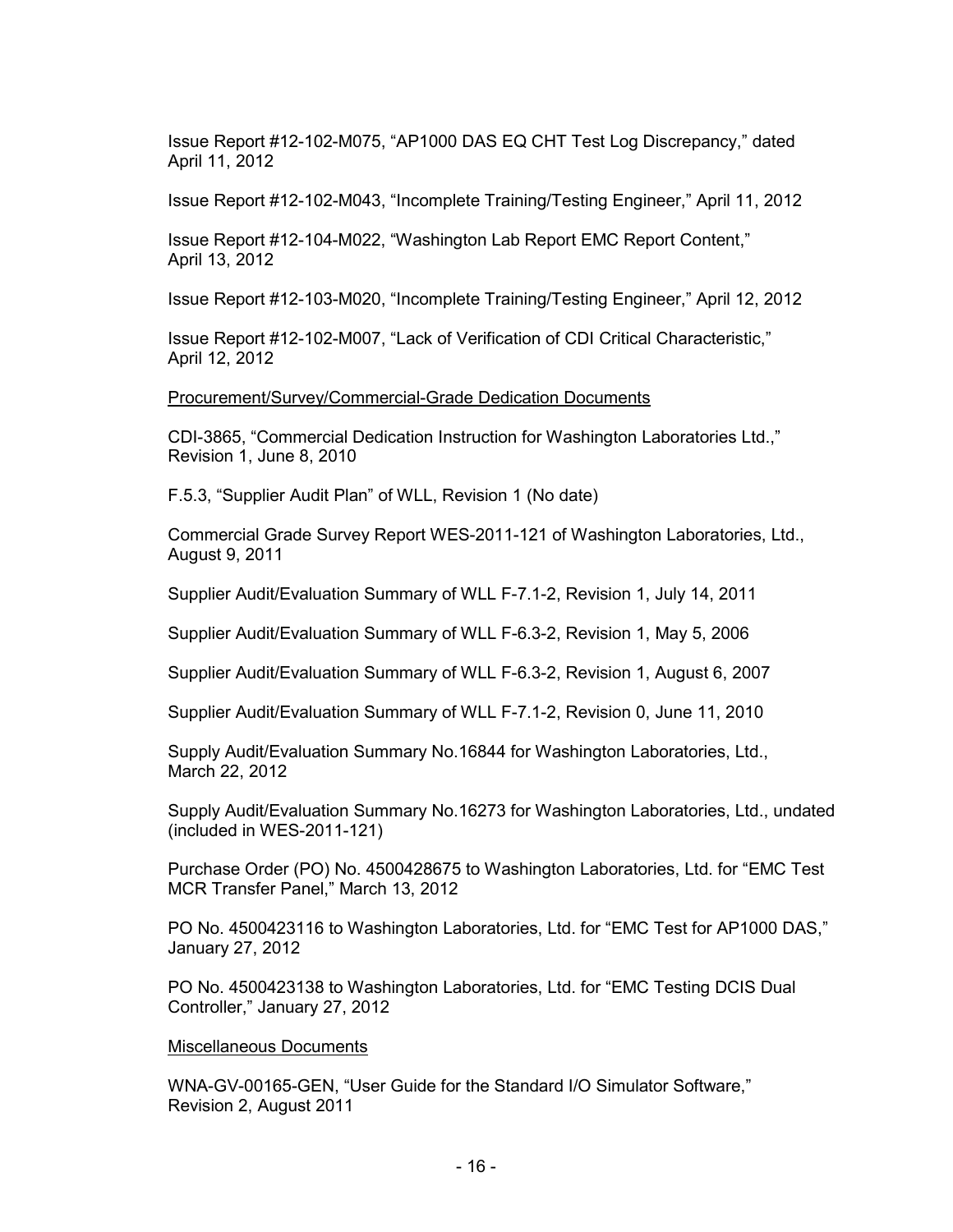Issue Report #12-102-M075, “AP1000 DAS EQ CHT Test Log Discrepancy,” dated April 11, 2012

Issue Report #12-102-M043, “Incomplete Training/Testing Engineer,” April 11, 2012

Issue Report #12-104-M022, “Washington Lab Report EMC Report Content,” April 13, 2012

Issue Report #12-103-M020, “Incomplete Training/Testing Engineer,” April 12, 2012

Issue Report #12-102-M007, “Lack of Verification of CDI Critical Characteristic,” April 12, 2012

Procurement/Survey/Commercial-Grade Dedication Documents

CDI-3865, “Commercial Dedication Instruction for Washington Laboratories Ltd.,” Revision 1, June 8, 2010

F.5.3, “Supplier Audit Plan” of WLL, Revision 1 (No date)

Commercial Grade Survey Report WES-2011-121 of Washington Laboratories, Ltd., August 9, 2011

Supplier Audit/Evaluation Summary of WLL F-7.1-2, Revision 1, July 14, 2011

Supplier Audit/Evaluation Summary of WLL F-6.3-2, Revision 1, May 5, 2006

Supplier Audit/Evaluation Summary of WLL F-6.3-2, Revision 1, August 6, 2007

Supplier Audit/Evaluation Summary of WLL F-7.1-2, Revision 0, June 11, 2010

Supply Audit/Evaluation Summary No.16844 for Washington Laboratories, Ltd., March 22, 2012

Supply Audit/Evaluation Summary No.16273 for Washington Laboratories, Ltd., undated (included in WES-2011-121)

Purchase Order (PO) No. 4500428675 to Washington Laboratories, Ltd. for “EMC Test MCR Transfer Panel,” March 13, 2012

PO No. 4500423116 to Washington Laboratories, Ltd. for “EMC Test for AP1000 DAS,” January 27, 2012

PO No. 4500423138 to Washington Laboratories, Ltd. for “EMC Testing DCIS Dual Controller,” January 27, 2012

Miscellaneous Documents

WNA-GV-00165-GEN, “User Guide for the Standard I/O Simulator Software,” Revision 2, August 2011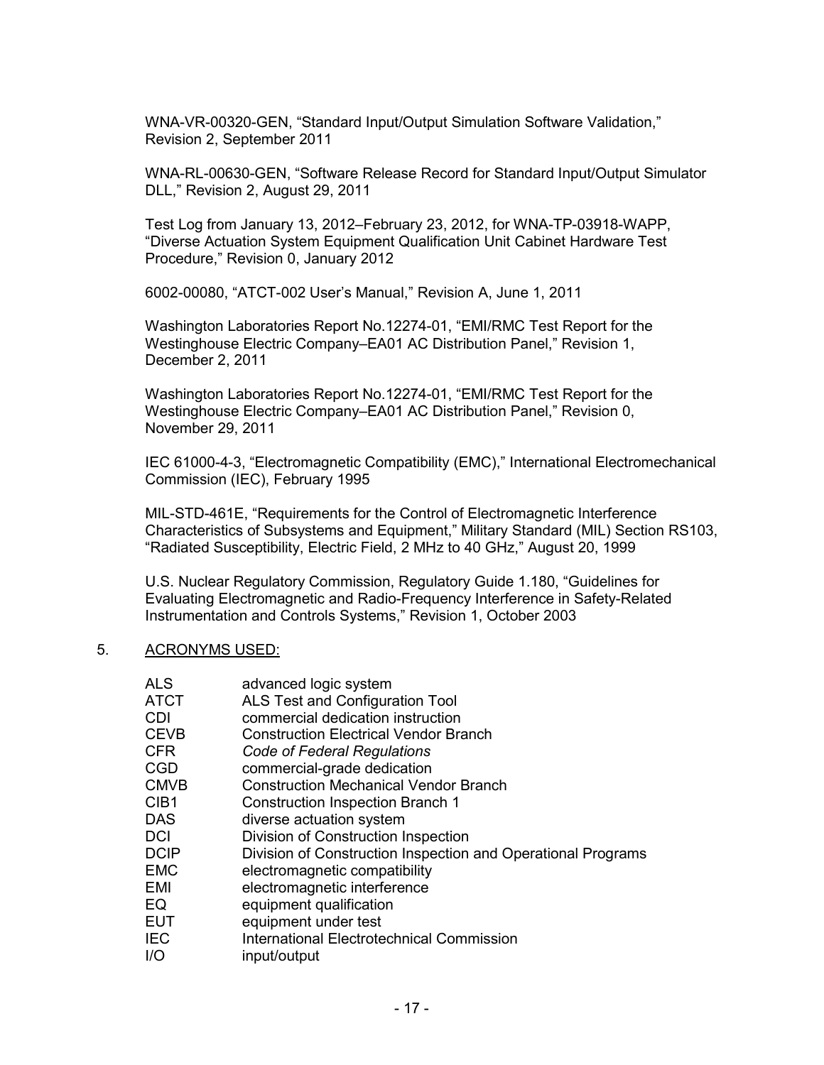WNA-VR-00320-GEN, “Standard Input/Output Simulation Software Validation,” Revision 2, September 2011

WNA-RL-00630-GEN, “Software Release Record for Standard Input/Output Simulator DLL,” Revision 2, August 29, 2011

Test Log from January 13, 2012–February 23, 2012, for WNA-TP-03918-WAPP, “Diverse Actuation System Equipment Qualification Unit Cabinet Hardware Test Procedure,” Revision 0, January 2012

6002-00080, “ATCT-002 User’s Manual,” Revision A, June 1, 2011

Washington Laboratories Report No.12274-01, “EMI/RMC Test Report for the Westinghouse Electric Company–EA01 AC Distribution Panel,” Revision 1, December 2, 2011

Washington Laboratories Report No.12274-01, “EMI/RMC Test Report for the Westinghouse Electric Company–EA01 AC Distribution Panel,” Revision 0, November 29, 2011

IEC 61000-4-3, “Electromagnetic Compatibility (EMC),” International Electromechanical Commission (IEC), February 1995

MIL-STD-461E, “Requirements for the Control of Electromagnetic Interference Characteristics of Subsystems and Equipment,” Military Standard (MIL) Section RS103, “Radiated Susceptibility, Electric Field, 2 MHz to 40 GHz,” August 20, 1999

U.S. Nuclear Regulatory Commission, Regulatory Guide 1.180, “Guidelines for Evaluating Electromagnetic and Radio-Frequency Interference in Safety-Related Instrumentation and Controls Systems,” Revision 1, October 2003

5. <u>ACRONYMS USED:</u>

| | |
|---|---|
| ALS | advanced logic system |
| ATCT | ALS Test and Configuration Tool |
| CDI | commercial dedication instruction |
| CEVB | Construction Electrical Vendor Branch |
| CFR | *Code of Federal Regulations* |
| CGD | commercial-grade dedication |
| CMVB | Construction Mechanical Vendor Branch |
| CIB1 | Construction Inspection Branch 1 |
| DAS | diverse actuation system |
| DCI | Division of Construction Inspection |
| DCIP | Division of Construction Inspection and Operational Programs |
| EMC | electromagnetic compatibility |
| EMI | electromagnetic interference |
| EQ | equipment qualification |
| EUT | equipment under test |
| IEC | International Electrotechnical Commission |
| I/O | input/output |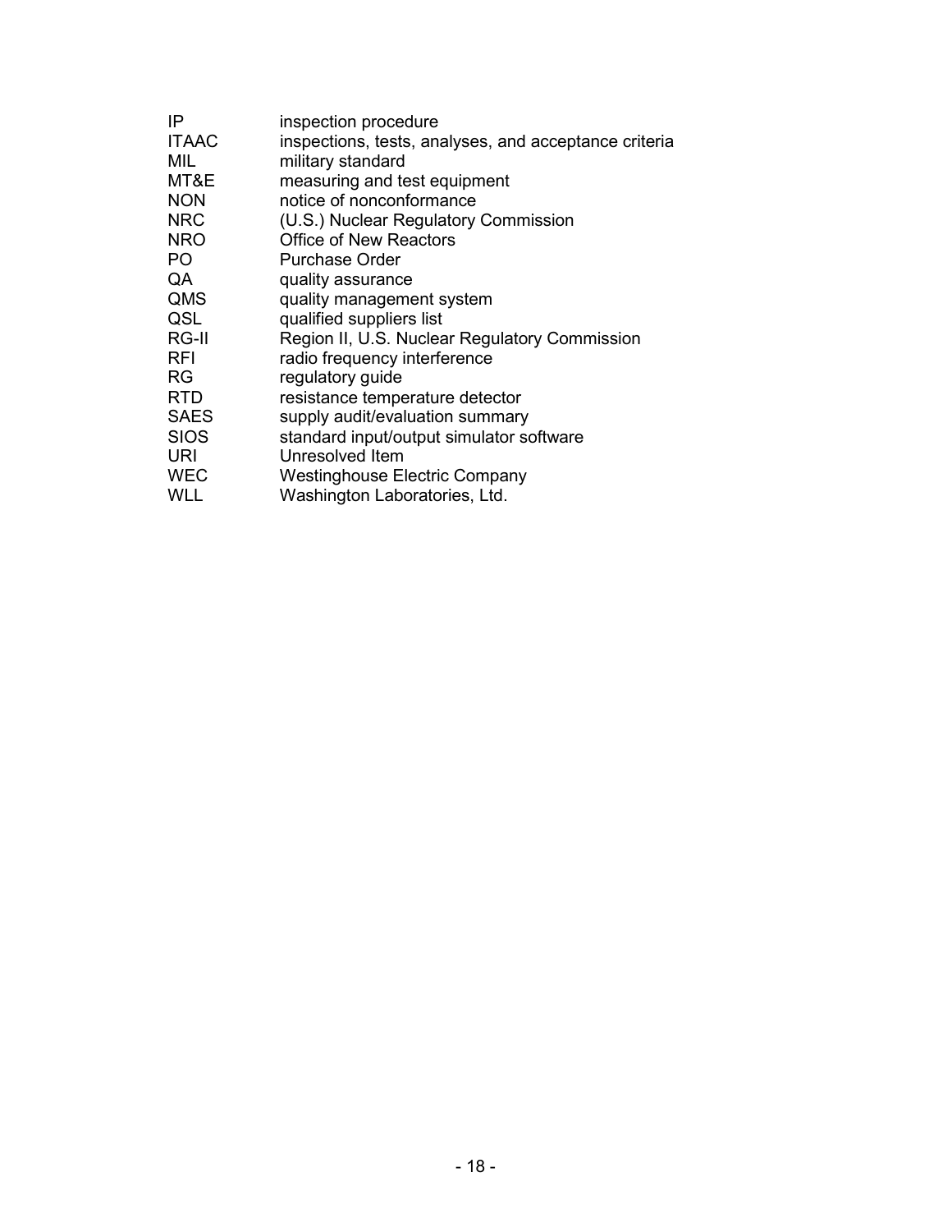| | |
|---|---|
| IP | inspection procedure |
| ITAAC | inspections, tests, analyses, and acceptance criteria |
| MIL | military standard |
| MT&E | measuring and test equipment |
| NON | notice of nonconformance |
| NRC | (U.S.) Nuclear Regulatory Commission |
| NRO | Office of New Reactors |
| PO | Purchase Order |
| QA | quality assurance |
| QMS | quality management system |
| QSL | qualified suppliers list |
| RG-II | Region II, U.S. Nuclear Regulatory Commission |
| RFI | radio frequency interference |
| RG | regulatory guide |
| RTD | resistance temperature detector |
| SAES | supply audit/evaluation summary |
| SIOS | standard input/output simulator software |
| URI | Unresolved Item |
| WEC | Westinghouse Electric Company |
| WLL | Washington Laboratories, Ltd. |